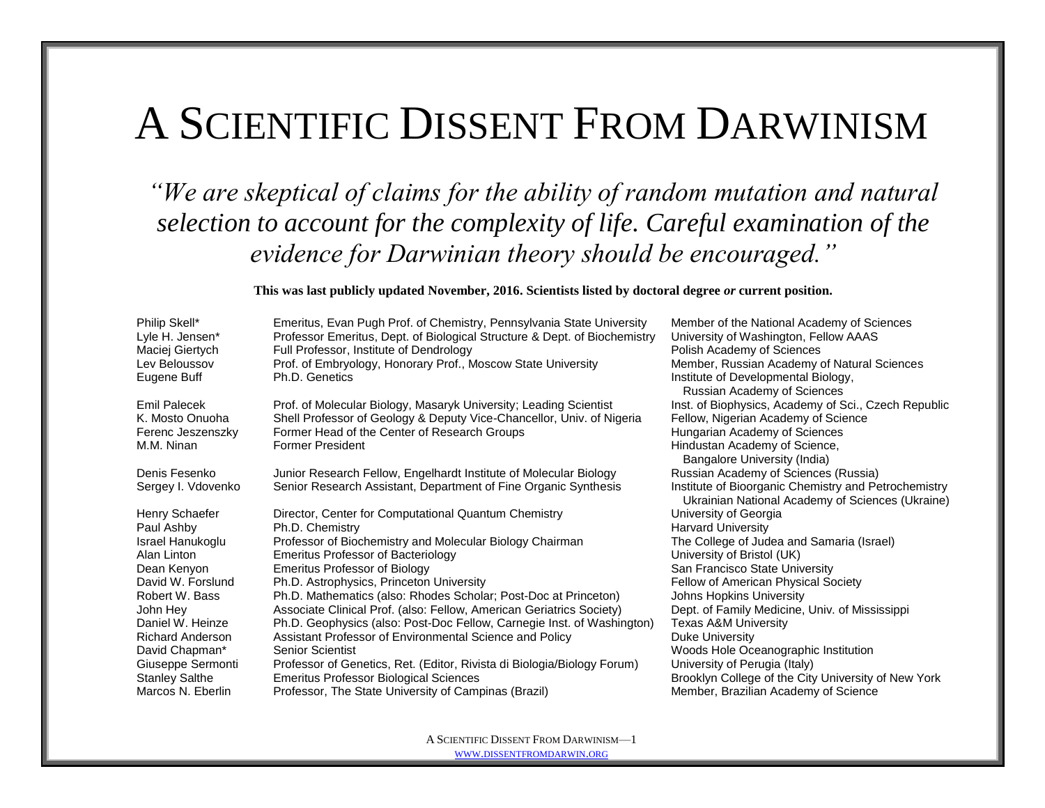# A SCIENTIFIC DISSENT FROM DARWINISM

*"We are skeptical of claims for the ability of random mutation and natural selection to account for the complexity of life. Careful examination of the evidence for Darwinian theory should be encouraged."*

**This was last publicly updated November, 2016. Scientists listed by doctoral degree *or* current position.**

| | | |
|---|---|---|
| Philip Skell* | Emeritus, Evan Pugh Prof. of Chemistry, Pennsylvania State University | Member of the National Academy of Sciences |
| Lyle H. Jensen* | Professor Emeritus, Dept. of Biological Structure & Dept. of Biochemistry | University of Washington, Fellow AAAS |
| Maciej Giertych | Full Professor, Institute of Dendrology | Polish Academy of Sciences |
| Lev Beloussov | Prof. of Embryology, Honorary Prof., Moscow State University | Member, Russian Academy of Natural Sciences |
| Eugene Buff | Ph.D. Genetics | Institute of Developmental Biology, Russian Academy of Sciences |
| Emil Palecek | Prof. of Molecular Biology, Masaryk University; Leading Scientist | Inst. of Biophysics, Academy of Sci., Czech Republic |
| K. Mosto Onuoha | Shell Professor of Geology & Deputy Vice-Chancellor, Univ. of Nigeria | Fellow, Nigerian Academy of Science |
| Ferenc Jeszenszky | Former Head of the Center of Research Groups | Hungarian Academy of Sciences |
| M.M. Ninan | Former President | Hindustan Academy of Science, Bangalore University (India) |
| Denis Fesenko | Junior Research Fellow, Engelhardt Institute of Molecular Biology | Russian Academy of Sciences (Russia) |
| Sergey I. Vdovenko | Senior Research Assistant, Department of Fine Organic Synthesis | Institute of Bioorganic Chemistry and Petrochemistry Ukrainian National Academy of Sciences (Ukraine) |
| Henry Schaefer | Director, Center for Computational Quantum Chemistry | University of Georgia |
| Paul Ashby | Ph.D. Chemistry | Harvard University |
| Israel Hanukoglu | Professor of Biochemistry and Molecular Biology Chairman | The College of Judea and Samaria (Israel) |
| Alan Linton | Emeritus Professor of Bacteriology | University of Bristol (UK) |
| Dean Kenyon | Emeritus Professor of Biology | San Francisco State University |
| David W. Forslund | Ph.D. Astrophysics, Princeton University | Fellow of American Physical Society |
| Robert W. Bass | Ph.D. Mathematics (also: Rhodes Scholar; Post-Doc at Princeton) | Johns Hopkins University |
| John Hey | Associate Clinical Prof. (also: Fellow, American Geriatrics Society) | Dept. of Family Medicine, Univ. of Mississippi |
| Daniel W. Heinze | Ph.D. Geophysics (also: Post-Doc Fellow, Carnegie Inst. of Washington) | Texas A&M University |
| Richard Anderson | Assistant Professor of Environmental Science and Policy | Duke University |
| David Chapman* | Senior Scientist | Woods Hole Oceanographic Institution |
| Giuseppe Sermonti | Professor of Genetics, Ret. (Editor, Rivista di Biologia/Biology Forum) | University of Perugia (Italy) |
| Stanley Salthe | Emeritus Professor Biological Sciences | Brooklyn College of the City University of New York |
| Marcos N. Eberlin | Professor, The State University of Campinas (Brazil) | Member, Brazilian Academy of Science |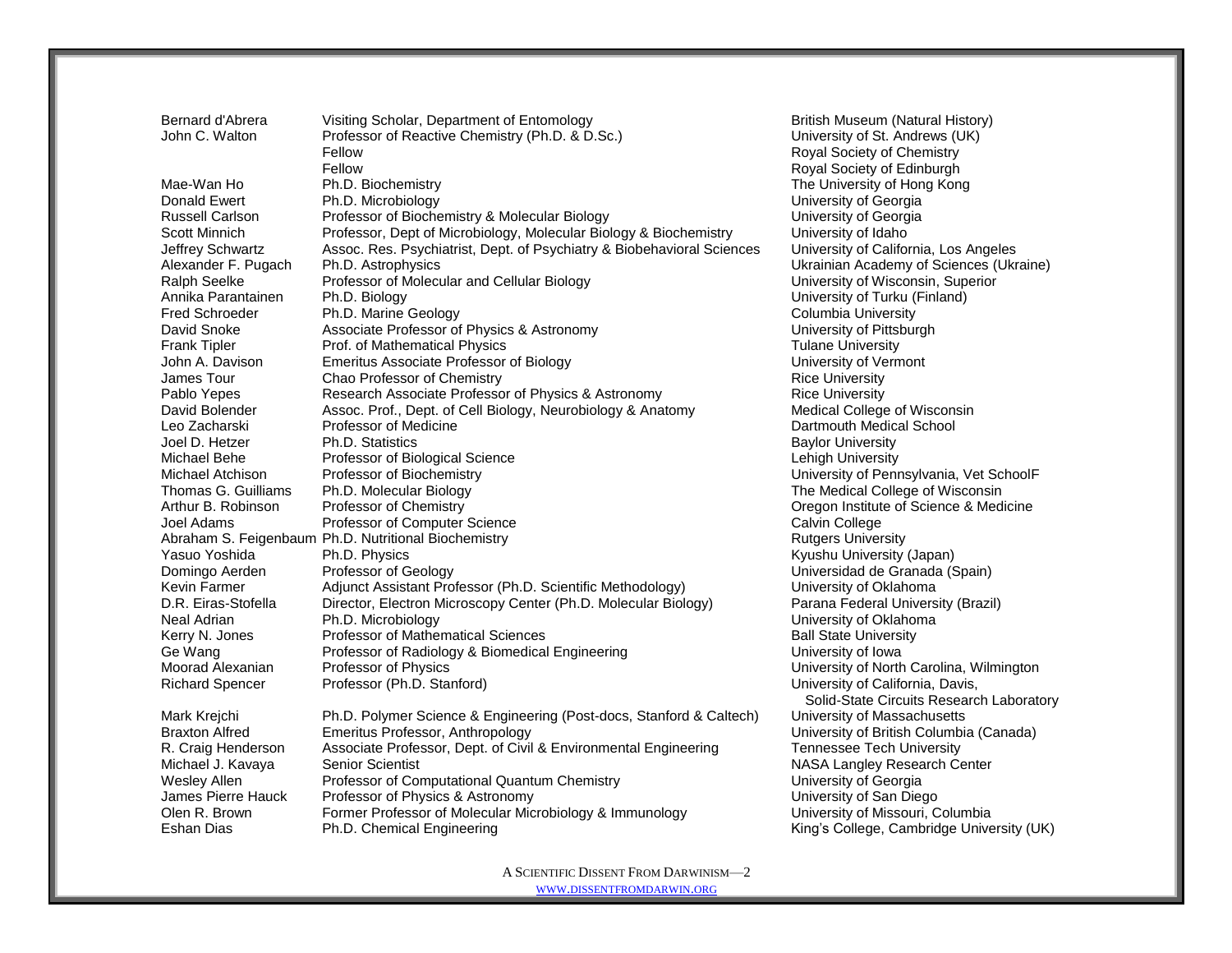| | | |
|---|---|---|
| Bernard d'Abrera | Visiting Scholar, Department of Entomology | British Museum (Natural History) |
| John C. Walton | Professor of Reactive Chemistry (Ph.D. & D.Sc.) | University of St. Andrews (UK) |
| | Fellow | Royal Society of Chemistry |
| | Fellow | Royal Society of Edinburgh |
| Mae-Wan Ho | Ph.D. Biochemistry | The University of Hong Kong |
| Donald Ewert | Ph.D. Microbiology | University of Georgia |
| Russell Carlson | Professor of Biochemistry & Molecular Biology | University of Georgia |
| Scott Minnich | Professor, Dept of Microbiology, Molecular Biology & Biochemistry | University of Idaho |
| Jeffrey Schwartz | Assoc. Res. Psychiatrist, Dept. of Psychiatry & Biobehavioral Sciences | University of California, Los Angeles |
| Alexander F. Pugach | Ph.D. Astrophysics | Ukrainian Academy of Sciences (Ukraine) |
| Ralph Seelke | Professor of Molecular and Cellular Biology | University of Wisconsin, Superior |
| Annika Parantainen | Ph.D. Biology | University of Turku (Finland) |
| Fred Schroeder | Ph.D. Marine Geology | Columbia University |
| David Snoke | Associate Professor of Physics & Astronomy | University of Pittsburgh |
| Frank Tipler | Prof. of Mathematical Physics | Tulane University |
| John A. Davison | Emeritus Associate Professor of Biology | University of Vermont |
| James Tour | Chao Professor of Chemistry | Rice University |
| Pablo Yepes | Research Associate Professor of Physics & Astronomy | Rice University |
| David Bolender | Assoc. Prof., Dept. of Cell Biology, Neurobiology & Anatomy | Medical College of Wisconsin |
| Leo Zacharski | Professor of Medicine | Dartmouth Medical School |
| Joel D. Hetzer | Ph.D. Statistics | Baylor University |
| Michael Behe | Professor of Biological Science | Lehigh University |
| Michael Atchison | Professor of Biochemistry | University of Pennsylvania, Vet SchoolF |
| Thomas G. Guilliams | Ph.D. Molecular Biology | The Medical College of Wisconsin |
| Arthur B. Robinson | Professor of Chemistry | Oregon Institute of Science & Medicine |
| Joel Adams | Professor of Computer Science | Calvin College |
| Abraham S. Feigenbaum | Ph.D. Nutritional Biochemistry | Rutgers University |
| Yasuo Yoshida | Ph.D. Physics | Kyushu University (Japan) |
| Domingo Aerden | Professor of Geology | Universidad de Granada (Spain) |
| Kevin Farmer | Adjunct Assistant Professor (Ph.D. Scientific Methodology) | University of Oklahoma |
| D.R. Eiras-Stofella | Director, Electron Microscopy Center (Ph.D. Molecular Biology) | Parana Federal University (Brazil) |
| Neal Adrian | Ph.D. Microbiology | University of Oklahoma |
| Kerry N. Jones | Professor of Mathematical Sciences | Ball State University |
| Ge Wang | Professor of Radiology & Biomedical Engineering | University of Iowa |
| Moorad Alexanian | Professor of Physics | University of North Carolina, Wilmington |
| Richard Spencer | Professor (Ph.D. Stanford) | University of California, Davis, Solid-State Circuits Research Laboratory |
| Mark Krejchi | Ph.D. Polymer Science & Engineering (Post-docs, Stanford & Caltech) | University of Massachusetts |
| Braxton Alfred | Emeritus Professor, Anthropology | University of British Columbia (Canada) |
| R. Craig Henderson | Associate Professor, Dept. of Civil & Environmental Engineering | Tennessee Tech University |
| Michael J. Kavaya | Senior Scientist | NASA Langley Research Center |
| Wesley Allen | Professor of Computational Quantum Chemistry | University of Georgia |
| James Pierre Hauck | Professor of Physics & Astronomy | University of San Diego |
| Olen R. Brown | Former Professor of Molecular Microbiology & Immunology | University of Missouri, Columbia |
| Eshan Dias | Ph.D. Chemical Engineering | King's College, Cambridge University (UK) |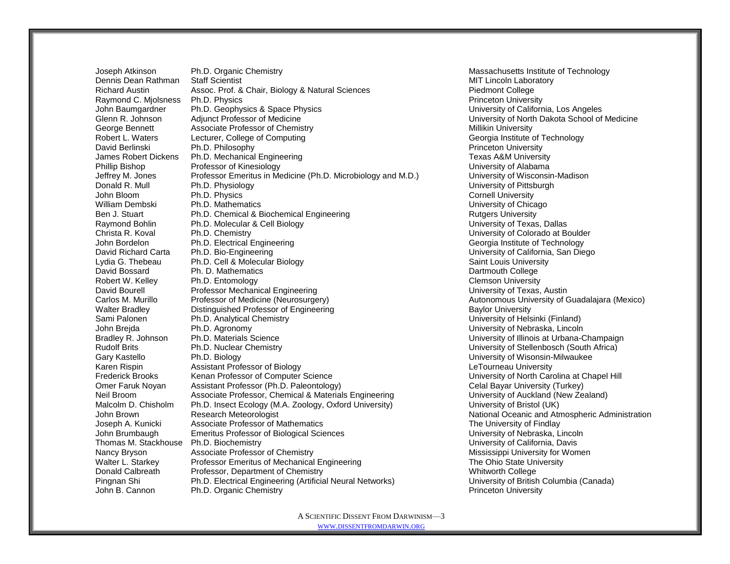| | | |
|---|---|---|
| Joseph Atkinson | Ph.D. Organic Chemistry | Massachusetts Institute of Technology |
| Dennis Dean Rathman | Staff Scientist | MIT Lincoln Laboratory |
| Richard Austin | Assoc. Prof. & Chair, Biology & Natural Sciences | Piedmont College |
| Raymond C. Mjolsness | Ph.D. Physics | Princeton University |
| John Baumgardner | Ph.D. Geophysics & Space Physics | University of California, Los Angeles |
| Glenn R. Johnson | Adjunct Professor of Medicine | University of North Dakota School of Medicine |
| George Bennett | Associate Professor of Chemistry | Millikin University |
| Robert L. Waters | Lecturer, College of Computing | Georgia Institute of Technology |
| David Berlinski | Ph.D. Philosophy | Princeton University |
| James Robert Dickens | Ph.D. Mechanical Engineering | Texas A&M University |
| Phillip Bishop | Professor of Kinesiology | University of Alabama |
| Jeffrey M. Jones | Professor Emeritus in Medicine (Ph.D. Microbiology and M.D.) | University of Wisconsin-Madison |
| Donald R. Mull | Ph.D. Physiology | University of Pittsburgh |
| John Bloom | Ph.D. Physics | Cornell University |
| William Dembski | Ph.D. Mathematics | University of Chicago |
| Ben J. Stuart | Ph.D. Chemical & Biochemical Engineering | Rutgers University |
| Raymond Bohlin | Ph.D. Molecular & Cell Biology | University of Texas, Dallas |
| Christa R. Koval | Ph.D. Chemistry | University of Colorado at Boulder |
| John Bordelon | Ph.D. Electrical Engineering | Georgia Institute of Technology |
| David Richard Carta | Ph.D. Bio-Engineering | University of California, San Diego |
| Lydia G. Thebeau | Ph.D. Cell & Molecular Biology | Saint Louis University |
| David Bossard | Ph. D. Mathematics | Dartmouth College |
| Robert W. Kelley | Ph.D. Entomology | Clemson University |
| David Bourell | Professor Mechanical Engineering | University of Texas, Austin |
| Carlos M. Murillo | Professor of Medicine (Neurosurgery) | Autonomous University of Guadalajara (Mexico) |
| Walter Bradley | Distinguished Professor of Engineering | Baylor University |
| Sami Palonen | Ph.D. Analytical Chemistry | University of Helsinki (Finland) |
| John Brejda | Ph.D. Agronomy | University of Nebraska, Lincoln |
| Bradley R. Johnson | Ph.D. Materials Science | University of Illinois at Urbana-Champaign |
| Rudolf Brits | Ph.D. Nuclear Chemistry | University of Stellenbosch (South Africa) |
| Gary Kastello | Ph.D. Biology | University of Wisonsin-Milwaukee |
| Karen Rispin | Assistant Professor of Biology | LeTourneau University |
| Frederick Brooks | Kenan Professor of Computer Science | University of North Carolina at Chapel Hill |
| Omer Faruk Noyan | Assistant Professor (Ph.D. Paleontology) | Celal Bayar University (Turkey) |
| Neil Broom | Associate Professor, Chemical & Materials Engineering | University of Auckland (New Zealand) |
| Malcolm D. Chisholm | Ph.D. Insect Ecology (M.A. Zoology, Oxford University) | University of Bristol (UK) |
| John Brown | Research Meteorologist | National Oceanic and Atmospheric Administration |
| Joseph A. Kunicki | Associate Professor of Mathematics | The University of Findlay |
| John Brumbaugh | Emeritus Professor of Biological Sciences | University of Nebraska, Lincoln |
| Thomas M. Stackhouse | Ph.D. Biochemistry | University of California, Davis |
| Nancy Bryson | Associate Professor of Chemistry | Mississippi University for Women |
| Walter L. Starkey | Professor Emeritus of Mechanical Engineering | The Ohio State University |
| Donald Calbreath | Professor, Department of Chemistry | Whitworth College |
| Pingnan Shi | Ph.D. Electrical Engineering (Artificial Neural Networks) | University of British Columbia (Canada) |
| John B. Cannon | Ph.D. Organic Chemistry | Princeton University |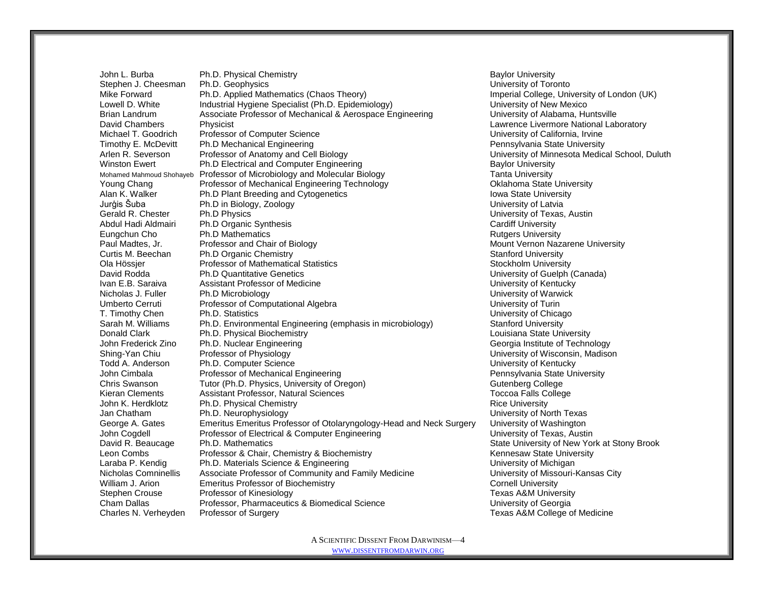| | | |
|---|---|---|
| John L. Burba | Ph.D. Physical Chemistry | Baylor University |
| Stephen J. Cheesman | Ph.D. Geophysics | University of Toronto |
| Mike Forward | Ph.D. Applied Mathematics (Chaos Theory) | Imperial College, University of London (UK) |
| Lowell D. White | Industrial Hygiene Specialist (Ph.D. Epidemiology) | University of New Mexico |
| Brian Landrum | Associate Professor of Mechanical & Aerospace Engineering | University of Alabama, Huntsville |
| David Chambers | Physicist | Lawrence Livermore National Laboratory |
| Michael T. Goodrich | Professor of Computer Science | University of California, Irvine |
| Timothy E. McDevitt | Ph.D Mechanical Engineering | Pennsylvania State University |
| Arlen R. Severson | Professor of Anatomy and Cell Biology | University of Minnesota Medical School, Duluth |
| Winston Ewert | Ph.D Electrical and Computer Engineering | Baylor University |
| Mohamed Mahmoud Shohayeb | Professor of Microbiology and Molecular Biology | Tanta University |
| Young Chang | Professor of Mechanical Engineering Technology | Oklahoma State University |
| Alan K. Walker | Ph.D Plant Breeding and Cytogenetics | Iowa State University |
| Jurģis Šuba | Ph.D in Biology, Zoology | University of Latvia |
| Gerald R. Chester | Ph.D Physics | University of Texas, Austin |
| Abdul Hadi Aldmairi | Ph.D Organic Synthesis | Cardiff University |
| Eungchun Cho | Ph.D Mathematics | Rutgers University |
| Paul Madtes, Jr. | Professor and Chair of Biology | Mount Vernon Nazarene University |
| Curtis M. Beechan | Ph.D Organic Chemistry | Stanford University |
| Ola Hössjer | Professor of Mathematical Statistics | Stockholm University |
| David Rodda | Ph.D Quantitative Genetics | University of Guelph (Canada) |
| Ivan E.B. Saraiva | Assistant Professor of Medicine | University of Kentucky |
| Nicholas J. Fuller | Ph.D Microbiology | University of Warwick |
| Umberto Cerruti | Professor of Computational Algebra | University of Turin |
| T. Timothy Chen | Ph.D. Statistics | University of Chicago |
| Sarah M. Williams | Ph.D. Environmental Engineering (emphasis in microbiology) | Stanford University |
| Donald Clark | Ph.D. Physical Biochemistry | Louisiana State University |
| John Frederick Zino | Ph.D. Nuclear Engineering | Georgia Institute of Technology |
| Shing-Yan Chiu | Professor of Physiology | University of Wisconsin, Madison |
| Todd A. Anderson | Ph.D. Computer Science | University of Kentucky |
| John Cimbala | Professor of Mechanical Engineering | Pennsylvania State University |
| Chris Swanson | Tutor (Ph.D. Physics, University of Oregon) | Gutenberg College |
| Kieran Clements | Assistant Professor, Natural Sciences | Toccoa Falls College |
| John K. Herdklotz | Ph.D. Physical Chemistry | Rice University |
| Jan Chatham | Ph.D. Neurophysiology | University of North Texas |
| George A. Gates | Emeritus Emeritus Professor of Otolaryngology-Head and Neck Surgery | University of Washington |
| John Cogdell | Professor of Electrical & Computer Engineering | University of Texas, Austin |
| David R. Beaucage | Ph.D. Mathematics | State University of New York at Stony Brook |
| Leon Combs | Professor & Chair, Chemistry & Biochemistry | Kennesaw State University |
| Laraba P. Kendig | Ph.D. Materials Science & Engineering | University of Michigan |
| Nicholas Comninellis | Associate Professor of Community and Family Medicine | University of Missouri-Kansas City |
| William J. Arion | Emeritus Professor of Biochemistry | Cornell University |
| Stephen Crouse | Professor of Kinesiology | Texas A&M University |
| Cham Dallas | Professor, Pharmaceutics & Biomedical Science | University of Georgia |
| Charles N. Verheyden | Professor of Surgery | Texas A&M College of Medicine |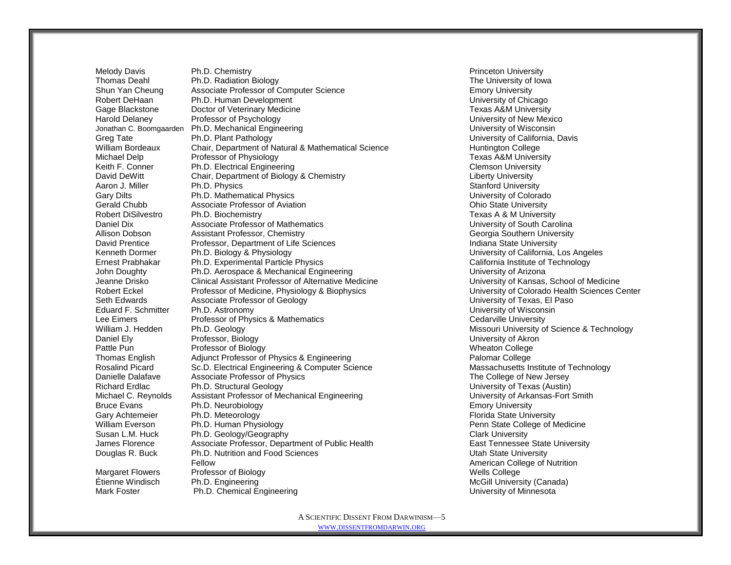| | | |
|---|---|---|
| Melody Davis | Ph.D. Chemistry | Princeton University |
| Thomas Deahl | Ph.D. Radiation Biology | The University of Iowa |
| Shun Yan Cheung | Associate Professor of Computer Science | Emory University |
| Robert DeHaan | Ph.D. Human Development | University of Chicago |
| Gage Blackstone | Doctor of Veterinary Medicine | Texas A&M University |
| Harold Delaney | Professor of Psychology | University of New Mexico |
| Jonathan C. Boomgaarden | Ph.D. Mechanical Engineering | University of Wisconsin |
| Greg Tate | Ph.D. Plant Pathology | University of California, Davis |
| William Bordeaux | Chair, Department of Natural & Mathematical Science | Huntington College |
| Michael Delp | Professor of Physiology | Texas A&M University |
| Keith F. Conner | Ph.D. Electrical Engineering | Clemson University |
| David DeWitt | Chair, Department of Biology & Chemistry | Liberty University |
| Aaron J. Miller | Ph.D. Physics | Stanford University |
| Gary Dilts | Ph.D. Mathematical Physics | University of Colorado |
| Gerald Chubb | Associate Professor of Aviation | Ohio State University |
| Robert DiSilvestro | Ph.D. Biochemistry | Texas A & M University |
| Daniel Dix | Associate Professor of Mathematics | University of South Carolina |
| Allison Dobson | Assistant Professor, Chemistry | Georgia Southern University |
| David Prentice | Professor, Department of Life Sciences | Indiana State University |
| Kenneth Dormer | Ph.D. Biology & Physiology | University of California, Los Angeles |
| Ernest Prabhakar | Ph.D. Experimental Particle Physics | California Institute of Technology |
| John Doughty | Ph.D. Aerospace & Mechanical Engineering | University of Arizona |
| Jeanne Drisko | Clinical Assistant Professor of Alternative Medicine | University of Kansas, School of Medicine |
| Robert Eckel | Professor of Medicine, Physiology & Biophysics | University of Colorado Health Sciences Center |
| Seth Edwards | Associate Professor of Geology | University of Texas, El Paso |
| Eduard F. Schmitter | Ph.D. Astronomy | University of Wisconsin |
| Lee Eimers | Professor of Physics & Mathematics | Cedarville University |
| William J. Hedden | Ph.D. Geology | Missouri University of Science & Technology |
| Daniel Ely | Professor, Biology | University of Akron |
| Pattle Pun | Professor of Biology | Wheaton College |
| Thomas English | Adjunct Professor of Physics & Engineering | Palomar College |
| Rosalind Picard | Sc.D. Electrical Engineering & Computer Science | Massachusetts Institute of Technology |
| Danielle Dalafave | Associate Professor of Physics | The College of New Jersey |
| Richard Erdlac | Ph.D. Structural Geology | University of Texas (Austin) |
| Michael C. Reynolds | Assistant Professor of Mechanical Engineering | University of Arkansas-Fort Smith |
| Bruce Evans | Ph.D. Neurobiology | Emory University |
| Gary Achtemeier | Ph.D. Meteorology | Florida State University |
| William Everson | Ph.D. Human Physiology | Penn State College of Medicine |
| Susan L.M. Huck | Ph.D. Geology/Geography | Clark University |
| James Florence | Associate Professor, Department of Public Health | East Tennessee State University |
| Douglas R. Buck | Ph.D. Nutrition and Food Sciences | Utah State University |
| | Fellow | American College of Nutrition |
| Margaret Flowers | Professor of Biology | Wells College |
| Étienne Windisch | Ph.D. Engineering | McGill University (Canada) |
| Mark Foster | Ph.D. Chemical Engineering | University of Minnesota |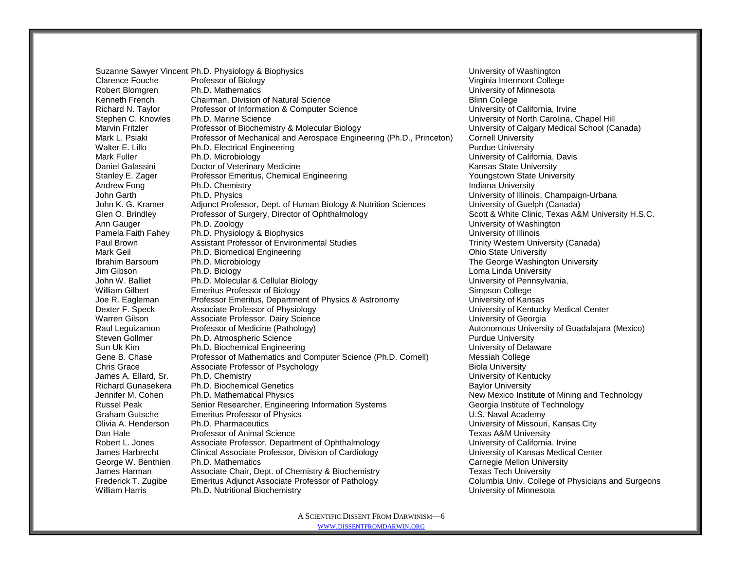| | | |
|---|---|---|
| Suzanne Sawyer Vincent | Ph.D. Physiology & Biophysics | University of Washington |
| Clarence Fouche | Professor of Biology | Virginia Intermont College |
| Robert Blomgren | Ph.D. Mathematics | University of Minnesota |
| Kenneth French | Chairman, Division of Natural Science | Blinn College |
| Richard N. Taylor | Professor of Information & Computer Science | University of California, Irvine |
| Stephen C. Knowles | Ph.D. Marine Science | University of North Carolina, Chapel Hill |
| Marvin Fritzler | Professor of Biochemistry & Molecular Biology | University of Calgary Medical School (Canada) |
| Mark L. Psiaki | Professor of Mechanical and Aerospace Engineering (Ph.D., Princeton) | Cornell University |
| Walter E. Lillo | Ph.D. Electrical Engineering | Purdue University |
| Mark Fuller | Ph.D. Microbiology | University of California, Davis |
| Daniel Galassini | Doctor of Veterinary Medicine | Kansas State University |
| Stanley E. Zager | Professor Emeritus, Chemical Engineering | Youngstown State University |
| Andrew Fong | Ph.D. Chemistry | Indiana University |
| John Garth | Ph.D. Physics | University of Illinois, Champaign-Urbana |
| John K. G. Kramer | Adjunct Professor, Dept. of Human Biology & Nutrition Sciences | University of Guelph (Canada) |
| Glen O. Brindley | Professor of Surgery, Director of Ophthalmology | Scott & White Clinic, Texas A&M University H.S.C. |
| Ann Gauger | Ph.D. Zoology | University of Washington |
| Pamela Faith Fahey | Ph.D. Physiology & Biophysics | University of Illinois |
| Paul Brown | Assistant Professor of Environmental Studies | Trinity Western University (Canada) |
| Mark Geil | Ph.D. Biomedical Engineering | Ohio State University |
| Ibrahim Barsoum | Ph.D. Microbiology | The George Washington University |
| Jim Gibson | Ph.D. Biology | Loma Linda University |
| John W. Balliet | Ph.D. Molecular & Cellular Biology | University of Pennsylvania, |
| William Gilbert | Emeritus Professor of Biology | Simpson College |
| Joe R. Eagleman | Professor Emeritus, Department of Physics & Astronomy | University of Kansas |
| Dexter F. Speck | Associate Professor of Physiology | University of Kentucky Medical Center |
| Warren Gilson | Associate Professor, Dairy Science | University of Georgia |
| Raul Leguizamon | Professor of Medicine (Pathology) | Autonomous University of Guadalajara (Mexico) |
| Steven Gollmer | Ph.D. Atmospheric Science | Purdue University |
| Sun Uk Kim | Ph.D. Biochemical Engineering | University of Delaware |
| Gene B. Chase | Professor of Mathematics and Computer Science (Ph.D. Cornell) | Messiah College |
| Chris Grace | Associate Professor of Psychology | Biola University |
| James A. Ellard, Sr. | Ph.D. Chemistry | University of Kentucky |
| Richard Gunasekera | Ph.D. Biochemical Genetics | Baylor University |
| Jennifer M. Cohen | Ph.D. Mathematical Physics | New Mexico Institute of Mining and Technology |
| Russel Peak | Senior Researcher, Engineering Information Systems | Georgia Institute of Technology |
| Graham Gutsche | Emeritus Professor of Physics | U.S. Naval Academy |
| Olivia A. Henderson | Ph.D. Pharmaceutics | University of Missouri, Kansas City |
| Dan Hale | Professor of Animal Science | Texas A&M University |
| Robert L. Jones | Associate Professor, Department of Ophthalmology | University of California, Irvine |
| James Harbrecht | Clinical Associate Professor, Division of Cardiology | University of Kansas Medical Center |
| George W. Benthien | Ph.D. Mathematics | Carnegie Mellon University |
| James Harman | Associate Chair, Dept. of Chemistry & Biochemistry | Texas Tech University |
| Frederick T. Zugibe | Emeritus Adjunct Associate Professor of Pathology | Columbia Univ. College of Physicians and Surgeons |
| William Harris | Ph.D. Nutritional Biochemistry | University of Minnesota |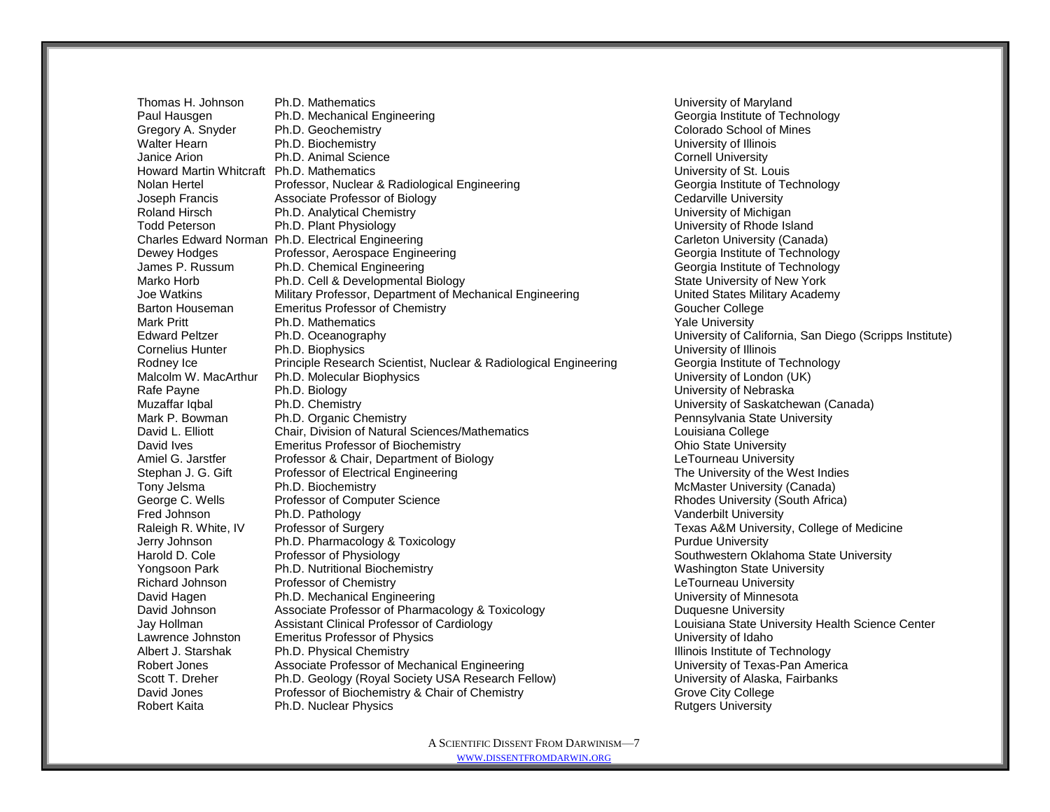| | | |
|---|---|---|
| Thomas H. Johnson | Ph.D. Mathematics | University of Maryland |
| Paul Hausgen | Ph.D. Mechanical Engineering | Georgia Institute of Technology |
| Gregory A. Snyder | Ph.D. Geochemistry | Colorado School of Mines |
| Walter Hearn | Ph.D. Biochemistry | University of Illinois |
| Janice Arion | Ph.D. Animal Science | Cornell University |
| Howard Martin Whitcraft | Ph.D. Mathematics | University of St. Louis |
| Nolan Hertel | Professor, Nuclear & Radiological Engineering | Georgia Institute of Technology |
| Joseph Francis | Associate Professor of Biology | Cedarville University |
| Roland Hirsch | Ph.D. Analytical Chemistry | University of Michigan |
| Todd Peterson | Ph.D. Plant Physiology | University of Rhode Island |
| Charles Edward Norman | Ph.D. Electrical Engineering | Carleton University (Canada) |
| Dewey Hodges | Professor, Aerospace Engineering | Georgia Institute of Technology |
| James P. Russum | Ph.D. Chemical Engineering | Georgia Institute of Technology |
| Marko Horb | Ph.D. Cell & Developmental Biology | State University of New York |
| Joe Watkins | Military Professor, Department of Mechanical Engineering | United States Military Academy |
| Barton Houseman | Emeritus Professor of Chemistry | Goucher College |
| Mark Pritt | Ph.D. Mathematics | Yale University |
| Edward Peltzer | Ph.D. Oceanography | University of California, San Diego (Scripps Institute) |
| Cornelius Hunter | Ph.D. Biophysics | University of Illinois |
| Rodney Ice | Principle Research Scientist, Nuclear & Radiological Engineering | Georgia Institute of Technology |
| Malcolm W. MacArthur | Ph.D. Molecular Biophysics | University of London (UK) |
| Rafe Payne | Ph.D. Biology | University of Nebraska |
| Muzaffar Iqbal | Ph.D. Chemistry | University of Saskatchewan (Canada) |
| Mark P. Bowman | Ph.D. Organic Chemistry | Pennsylvania State University |
| David L. Elliott | Chair, Division of Natural Sciences/Mathematics | Louisiana College |
| David Ives | Emeritus Professor of Biochemistry | Ohio State University |
| Amiel G. Jarstfer | Professor & Chair, Department of Biology | LeTourneau University |
| Stephan J. G. Gift | Professor of Electrical Engineering | The University of the West Indies |
| Tony Jelsma | Ph.D. Biochemistry | McMaster University (Canada) |
| George C. Wells | Professor of Computer Science | Rhodes University (South Africa) |
| Fred Johnson | Ph.D. Pathology | Vanderbilt University |
| Raleigh R. White, IV | Professor of Surgery | Texas A&M University, College of Medicine |
| Jerry Johnson | Ph.D. Pharmacology & Toxicology | Purdue University |
| Harold D. Cole | Professor of Physiology | Southwestern Oklahoma State University |
| Yongsoon Park | Ph.D. Nutritional Biochemistry | Washington State University |
| Richard Johnson | Professor of Chemistry | LeTourneau University |
| David Hagen | Ph.D. Mechanical Engineering | University of Minnesota |
| David Johnson | Associate Professor of Pharmacology & Toxicology | Duquesne University |
| Jay Hollman | Assistant Clinical Professor of Cardiology | Louisiana State University Health Science Center |
| Lawrence Johnston | Emeritus Professor of Physics | University of Idaho |
| Albert J. Starshak | Ph.D. Physical Chemistry | Illinois Institute of Technology |
| Robert Jones | Associate Professor of Mechanical Engineering | University of Texas-Pan America |
| Scott T. Dreher | Ph.D. Geology (Royal Society USA Research Fellow) | University of Alaska, Fairbanks |
| David Jones | Professor of Biochemistry & Chair of Chemistry | Grove City College |
| Robert Kaita | Ph.D. Nuclear Physics | Rutgers University |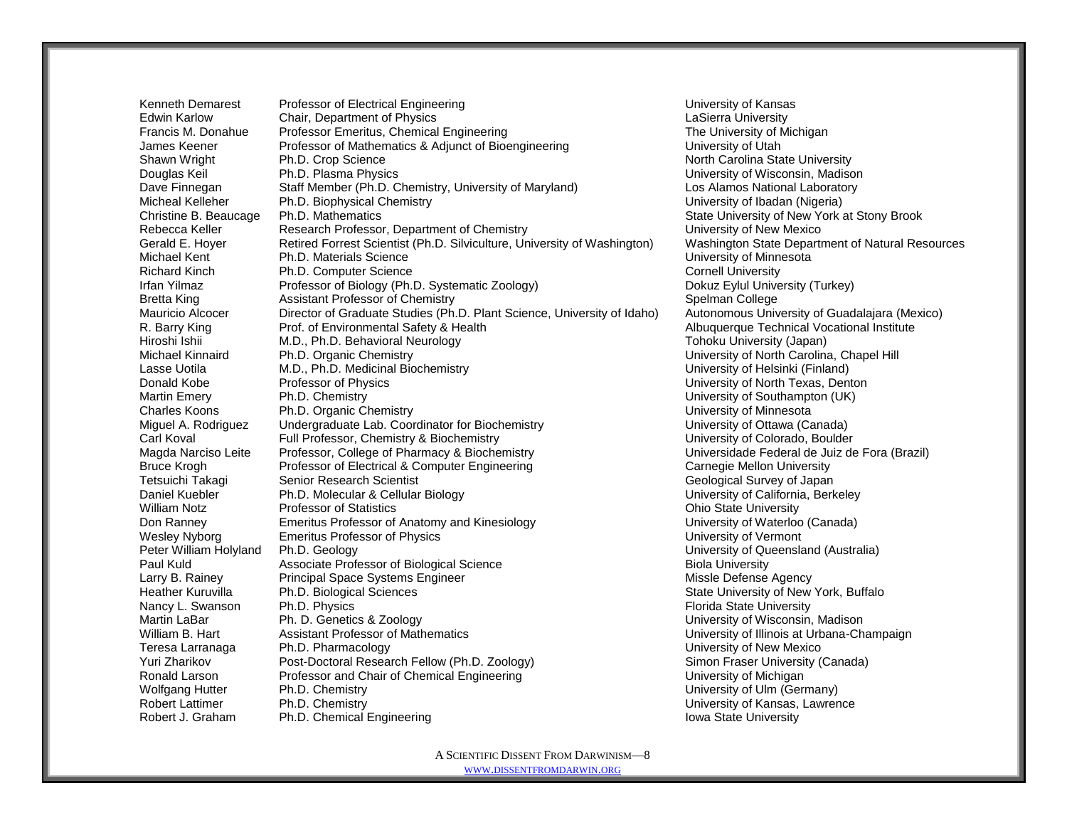| | | |
|---|---|---|
| Kenneth Demarest | Professor of Electrical Engineering | University of Kansas |
| Edwin Karlow | Chair, Department of Physics | LaSierra University |
| Francis M. Donahue | Professor Emeritus, Chemical Engineering | The University of Michigan |
| James Keener | Professor of Mathematics & Adjunct of Bioengineering | University of Utah |
| Shawn Wright | Ph.D. Crop Science | North Carolina State University |
| Douglas Keil | Ph.D. Plasma Physics | University of Wisconsin, Madison |
| Dave Finnegan | Staff Member (Ph.D. Chemistry, University of Maryland) | Los Alamos National Laboratory |
| Micheal Kelleher | Ph.D. Biophysical Chemistry | University of Ibadan (Nigeria) |
| Christine B. Beaucage | Ph.D. Mathematics | State University of New York at Stony Brook |
| Rebecca Keller | Research Professor, Department of Chemistry | University of New Mexico |
| Gerald E. Hoyer | Retired Forrest Scientist (Ph.D. Silviculture, University of Washington) | Washington State Department of Natural Resources |
| Michael Kent | Ph.D. Materials Science | University of Minnesota |
| Richard Kinch | Ph.D. Computer Science | Cornell University |
| Irfan Yilmaz | Professor of Biology (Ph.D. Systematic Zoology) | Dokuz Eylul University (Turkey) |
| Bretta King | Assistant Professor of Chemistry | Spelman College |
| Mauricio Alcocer | Director of Graduate Studies (Ph.D. Plant Science, University of Idaho) | Autonomous University of Guadalajara (Mexico) |
| R. Barry King | Prof. of Environmental Safety & Health | Albuquerque Technical Vocational Institute |
| Hiroshi Ishii | M.D., Ph.D. Behavioral Neurology | Tohoku University (Japan) |
| Michael Kinnaird | Ph.D. Organic Chemistry | University of North Carolina, Chapel Hill |
| Lasse Uotila | M.D., Ph.D. Medicinal Biochemistry | University of Helsinki (Finland) |
| Donald Kobe | Professor of Physics | University of North Texas, Denton |
| Martin Emery | Ph.D. Chemistry | University of Southampton (UK) |
| Charles Koons | Ph.D. Organic Chemistry | University of Minnesota |
| Miguel A. Rodriguez | Undergraduate Lab. Coordinator for Biochemistry | University of Ottawa (Canada) |
| Carl Koval | Full Professor, Chemistry & Biochemistry | University of Colorado, Boulder |
| Magda Narciso Leite | Professor, College of Pharmacy & Biochemistry | Universidade Federal de Juiz de Fora (Brazil) |
| Bruce Krogh | Professor of Electrical & Computer Engineering | Carnegie Mellon University |
| Tetsuichi Takagi | Senior Research Scientist | Geological Survey of Japan |
| Daniel Kuebler | Ph.D. Molecular & Cellular Biology | University of California, Berkeley |
| William Notz | Professor of Statistics | Ohio State University |
| Don Ranney | Emeritus Professor of Anatomy and Kinesiology | University of Waterloo (Canada) |
| Wesley Nyborg | Emeritus Professor of Physics | University of Vermont |
| Peter William Holyland | Ph.D. Geology | University of Queensland (Australia) |
| Paul Kuld | Associate Professor of Biological Science | Biola University |
| Larry B. Rainey | Principal Space Systems Engineer | Missle Defense Agency |
| Heather Kuruvilla | Ph.D. Biological Sciences | State University of New York, Buffalo |
| Nancy L. Swanson | Ph.D. Physics | Florida State University |
| Martin LaBar | Ph. D. Genetics & Zoology | University of Wisconsin, Madison |
| William B. Hart | Assistant Professor of Mathematics | University of Illinois at Urbana-Champaign |
| Teresa Larranaga | Ph.D. Pharmacology | University of New Mexico |
| Yuri Zharikov | Post-Doctoral Research Fellow (Ph.D. Zoology) | Simon Fraser University (Canada) |
| Ronald Larson | Professor and Chair of Chemical Engineering | University of Michigan |
| Wolfgang Hutter | Ph.D. Chemistry | University of Ulm (Germany) |
| Robert Lattimer | Ph.D. Chemistry | University of Kansas, Lawrence |
| Robert J. Graham | Ph.D. Chemical Engineering | Iowa State University |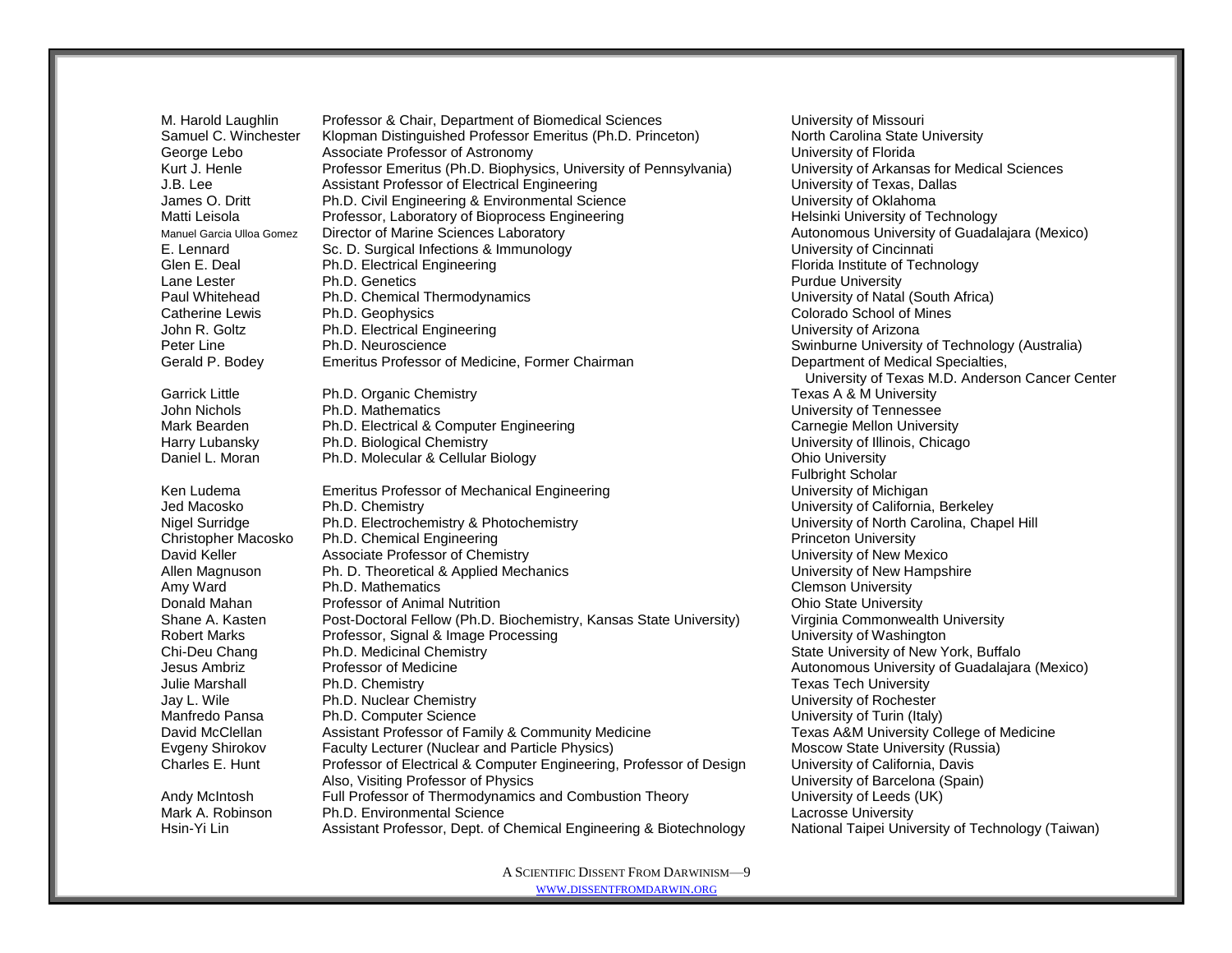| Name | Title | Institution |
|---|---|---|
| M. Harold Laughlin | Professor & Chair, Department of Biomedical Sciences | University of Missouri |
| Samuel C. Winchester | Klopman Distinguished Professor Emeritus (Ph.D. Princeton) | North Carolina State University |
| George Lebo | Associate Professor of Astronomy | University of Florida |
| Kurt J. Henle | Professor Emeritus (Ph.D. Biophysics, University of Pennsylvania) | University of Arkansas for Medical Sciences |
| J.B. Lee | Assistant Professor of Electrical Engineering | University of Texas, Dallas |
| James O. Dritt | Ph.D. Civil Engineering & Environmental Science | University of Oklahoma |
| Matti Leisola | Professor, Laboratory of Bioprocess Engineering | Helsinki University of Technology |
| Manuel Garcia Ulloa Gomez | Director of Marine Sciences Laboratory | Autonomous University of Guadalajara (Mexico) |
| E. Lennard | Sc. D. Surgical Infections & Immunology | University of Cincinnati |
| Glen E. Deal | Ph.D. Electrical Engineering | Florida Institute of Technology |
| Lane Lester | Ph.D. Genetics | Purdue University |
| Paul Whitehead | Ph.D. Chemical Thermodynamics | University of Natal (South Africa) |
| Catherine Lewis | Ph.D. Geophysics | Colorado School of Mines |
| John R. Goltz | Ph.D. Electrical Engineering | University of Arizona |
| Peter Line | Ph.D. Neuroscience | Swinburne University of Technology (Australia) |
| Gerald P. Bodey | Emeritus Professor of Medicine, Former Chairman | Department of Medical Specialties, University of Texas M.D. Anderson Cancer Center |
| Garrick Little | Ph.D. Organic Chemistry | Texas A & M University |
| John Nichols | Ph.D. Mathematics | University of Tennessee |
| Mark Bearden | Ph.D. Electrical & Computer Engineering | Carnegie Mellon University |
| Harry Lubansky | Ph.D. Biological Chemistry | University of Illinois, Chicago |
| Daniel L. Moran | Ph.D. Molecular & Cellular Biology | Ohio University, Fulbright Scholar |
| Ken Ludema | Emeritus Professor of Mechanical Engineering | University of Michigan |
| Jed Macosko | Ph.D. Chemistry | University of California, Berkeley |
| Nigel Surridge | Ph.D. Electrochemistry & Photochemistry | University of North Carolina, Chapel Hill |
| Christopher Macosko | Ph.D. Chemical Engineering | Princeton University |
| David Keller | Associate Professor of Chemistry | University of New Mexico |
| Allen Magnuson | Ph. D. Theoretical & Applied Mechanics | University of New Hampshire |
| Amy Ward | Ph.D. Mathematics | Clemson University |
| Donald Mahan | Professor of Animal Nutrition | Ohio State University |
| Shane A. Kasten | Post-Doctoral Fellow (Ph.D. Biochemistry, Kansas State University) | Virginia Commonwealth University |
| Robert Marks | Professor, Signal & Image Processing | University of Washington |
| Chi-Deu Chang | Ph.D. Medicinal Chemistry | State University of New York, Buffalo |
| Jesus Ambriz | Professor of Medicine | Autonomous University of Guadalajara (Mexico) |
| Julie Marshall | Ph.D. Chemistry | Texas Tech University |
| Jay L. Wile | Ph.D. Nuclear Chemistry | University of Rochester |
| Manfredo Pansa | Ph.D. Computer Science | University of Turin (Italy) |
| David McClellan | Assistant Professor of Family & Community Medicine | Texas A&M University College of Medicine |
| Evgeny Shirokov | Faculty Lecturer (Nuclear and Particle Physics) | Moscow State University (Russia) |
| Charles E. Hunt | Professor of Electrical & Computer Engineering, Professor of Design; Also, Visiting Professor of Physics | University of California, Davis; University of Barcelona (Spain) |
| Andy McIntosh | Full Professor of Thermodynamics and Combustion Theory | University of Leeds (UK) |
| Mark A. Robinson | Ph.D. Environmental Science | Lacrosse University |
| Hsin-Yi Lin | Assistant Professor, Dept. of Chemical Engineering & Biotechnology | National Taipei University of Technology (Taiwan) |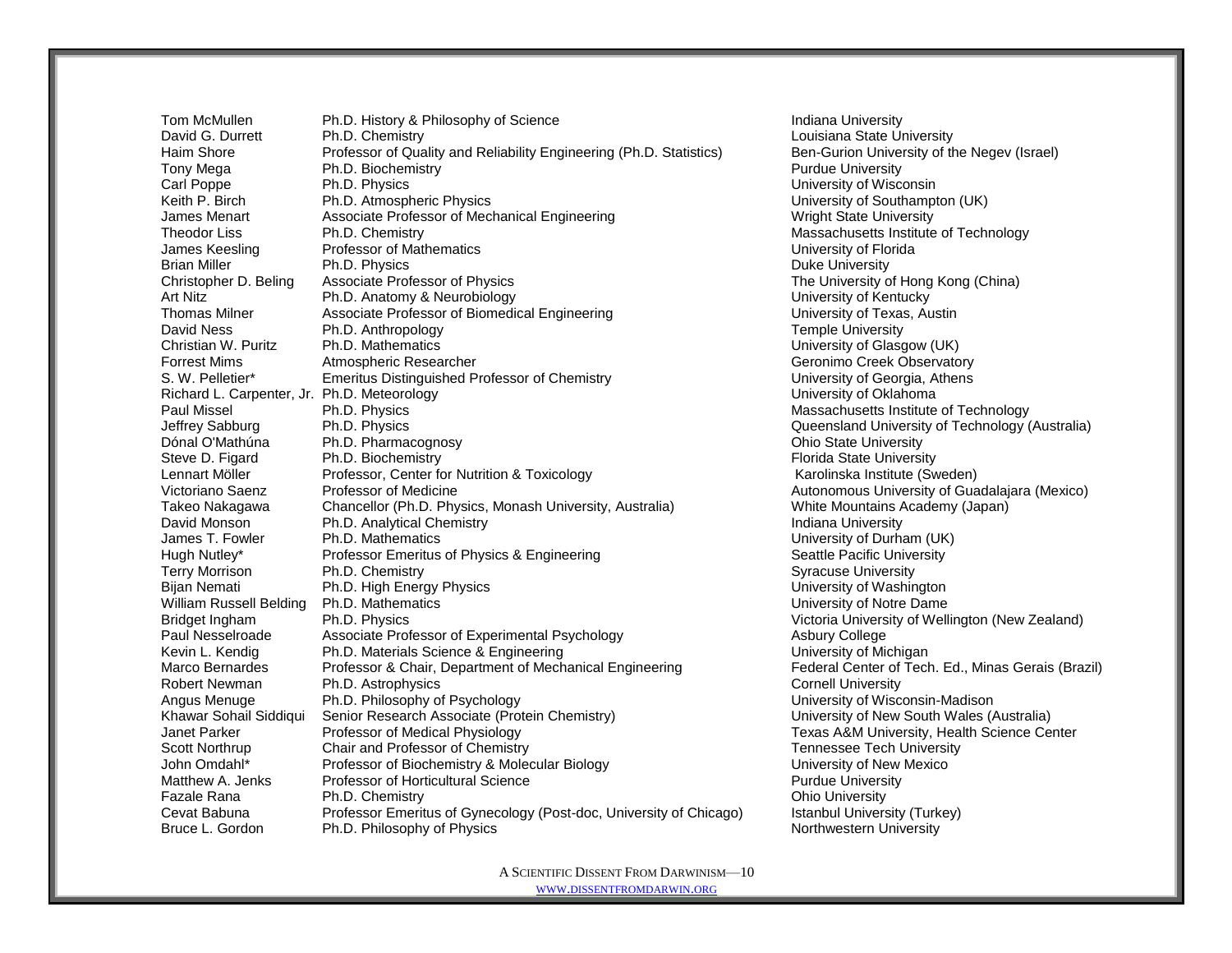| | | |
|---|---|---|
| Tom McMullen | Ph.D. History & Philosophy of Science | Indiana University |
| David G. Durrett | Ph.D. Chemistry | Louisiana State University |
| Haim Shore | Professor of Quality and Reliability Engineering (Ph.D. Statistics) | Ben-Gurion University of the Negev (Israel) |
| Tony Mega | Ph.D. Biochemistry | Purdue University |
| Carl Poppe | Ph.D. Physics | University of Wisconsin |
| Keith P. Birch | Ph.D. Atmospheric Physics | University of Southampton (UK) |
| James Menart | Associate Professor of Mechanical Engineering | Wright State University |
| Theodor Liss | Ph.D. Chemistry | Massachusetts Institute of Technology |
| James Keesling | Professor of Mathematics | University of Florida |
| Brian Miller | Ph.D. Physics | Duke University |
| Christopher D. Beling | Associate Professor of Physics | The University of Hong Kong (China) |
| Art Nitz | Ph.D. Anatomy & Neurobiology | University of Kentucky |
| Thomas Milner | Associate Professor of Biomedical Engineering | University of Texas, Austin |
| David Ness | Ph.D. Anthropology | Temple University |
| Christian W. Puritz | Ph.D. Mathematics | University of Glasgow (UK) |
| Forrest Mims | Atmospheric Researcher | Geronimo Creek Observatory |
| S. W. Pelletier* | Emeritus Distinguished Professor of Chemistry | University of Georgia, Athens |
| Richard L. Carpenter, Jr. | Ph.D. Meteorology | University of Oklahoma |
| Paul Missel | Ph.D. Physics | Massachusetts Institute of Technology |
| Jeffrey Sabburg | Ph.D. Physics | Queensland University of Technology (Australia) |
| Dónal O'Mathúna | Ph.D. Pharmacognosy | Ohio State University |
| Steve D. Figard | Ph.D. Biochemistry | Florida State University |
| Lennart Möller | Professor, Center for Nutrition & Toxicology | Karolinska Institute (Sweden) |
| Victoriano Saenz | Professor of Medicine | Autonomous University of Guadalajara (Mexico) |
| Takeo Nakagawa | Chancellor (Ph.D. Physics, Monash University, Australia) | White Mountains Academy (Japan) |
| David Monson | Ph.D. Analytical Chemistry | Indiana University |
| James T. Fowler | Ph.D. Mathematics | University of Durham (UK) |
| Hugh Nutley* | Professor Emeritus of Physics & Engineering | Seattle Pacific University |
| Terry Morrison | Ph.D. Chemistry | Syracuse University |
| Bijan Nemati | Ph.D. High Energy Physics | University of Washington |
| William Russell Belding | Ph.D. Mathematics | University of Notre Dame |
| Bridget Ingham | Ph.D. Physics | Victoria University of Wellington (New Zealand) |
| Paul Nesselroade | Associate Professor of Experimental Psychology | Asbury College |
| Kevin L. Kendig | Ph.D. Materials Science & Engineering | University of Michigan |
| Marco Bernardes | Professor & Chair, Department of Mechanical Engineering | Federal Center of Tech. Ed., Minas Gerais (Brazil) |
| Robert Newman | Ph.D. Astrophysics | Cornell University |
| Angus Menuge | Ph.D. Philosophy of Psychology | University of Wisconsin-Madison |
| Khawar Sohail Siddiqui | Senior Research Associate (Protein Chemistry) | University of New South Wales (Australia) |
| Janet Parker | Professor of Medical Physiology | Texas A&M University, Health Science Center |
| Scott Northrup | Chair and Professor of Chemistry | Tennessee Tech University |
| John Omdahl* | Professor of Biochemistry & Molecular Biology | University of New Mexico |
| Matthew A. Jenks | Professor of Horticultural Science | Purdue University |
| Fazale Rana | Ph.D. Chemistry | Ohio University |
| Cevat Babuna | Professor Emeritus of Gynecology (Post-doc, University of Chicago) | Istanbul University (Turkey) |
| Bruce L. Gordon | Ph.D. Philosophy of Physics | Northwestern University |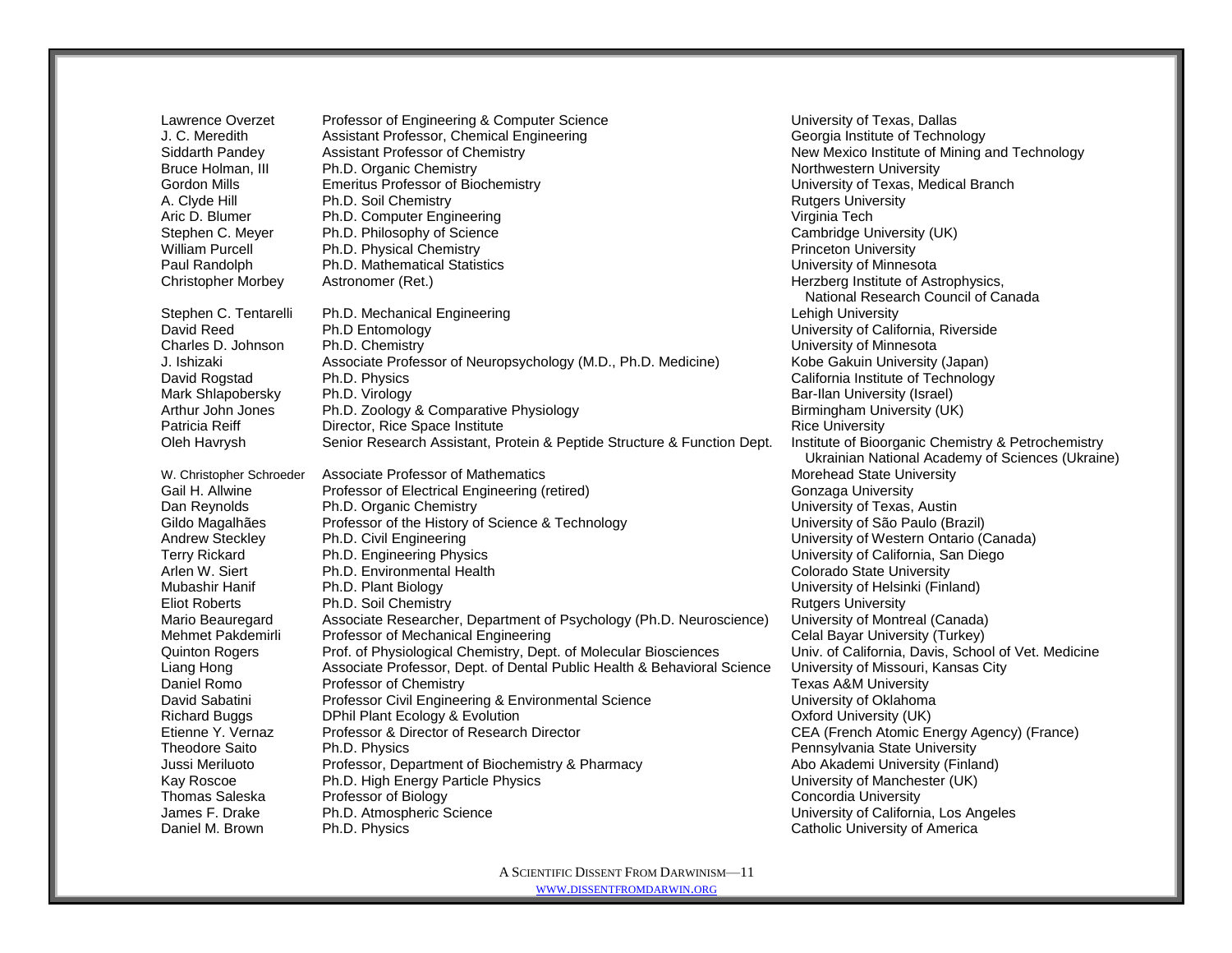| | | |
|---|---|---|
| Lawrence Overzet | Professor of Engineering & Computer Science | University of Texas, Dallas |
| J. C. Meredith | Assistant Professor, Chemical Engineering | Georgia Institute of Technology |
| Siddarth Pandey | Assistant Professor of Chemistry | New Mexico Institute of Mining and Technology |
| Bruce Holman, III | Ph.D. Organic Chemistry | Northwestern University |
| Gordon Mills | Emeritus Professor of Biochemistry | University of Texas, Medical Branch |
| A. Clyde Hill | Ph.D. Soil Chemistry | Rutgers University |
| Aric D. Blumer | Ph.D. Computer Engineering | Virginia Tech |
| Stephen C. Meyer | Ph.D. Philosophy of Science | Cambridge University (UK) |
| William Purcell | Ph.D. Physical Chemistry | Princeton University |
| Paul Randolph | Ph.D. Mathematical Statistics | University of Minnesota |
| Christopher Morbey | Astronomer (Ret.) | Herzberg Institute of Astrophysics, National Research Council of Canada |
| Stephen C. Tentarelli | Ph.D. Mechanical Engineering | Lehigh University |
| David Reed | Ph.D Entomology | University of California, Riverside |
| Charles D. Johnson | Ph.D. Chemistry | University of Minnesota |
| J. Ishizaki | Associate Professor of Neuropsychology (M.D., Ph.D. Medicine) | Kobe Gakuin University (Japan) |
| David Rogstad | Ph.D. Physics | California Institute of Technology |
| Mark Shlapobersky | Ph.D. Virology | Bar-Ilan University (Israel) |
| Arthur John Jones | Ph.D. Zoology & Comparative Physiology | Birmingham University (UK) |
| Patricia Reiff | Director, Rice Space Institute | Rice University |
| Oleh Havrysh | Senior Research Assistant, Protein & Peptide Structure & Function Dept. | Institute of Bioorganic Chemistry & Petrochemistry Ukrainian National Academy of Sciences (Ukraine) |
| W. Christopher Schroeder | Associate Professor of Mathematics | Morehead State University |
| Gail H. Allwine | Professor of Electrical Engineering (retired) | Gonzaga University |
| Dan Reynolds | Ph.D. Organic Chemistry | University of Texas, Austin |
| Gildo Magalhães | Professor of the History of Science & Technology | University of São Paulo (Brazil) |
| Andrew Steckley | Ph.D. Civil Engineering | University of Western Ontario (Canada) |
| Terry Rickard | Ph.D. Engineering Physics | University of California, San Diego |
| Arlen W. Siert | Ph.D. Environmental Health | Colorado State University |
| Mubashir Hanif | Ph.D. Plant Biology | University of Helsinki (Finland) |
| Eliot Roberts | Ph.D. Soil Chemistry | Rutgers University |
| Mario Beauregard | Associate Researcher, Department of Psychology (Ph.D. Neuroscience) | University of Montreal (Canada) |
| Mehmet Pakdemirli | Professor of Mechanical Engineering | Celal Bayar University (Turkey) |
| Quinton Rogers | Prof. of Physiological Chemistry, Dept. of Molecular Biosciences | Univ. of California, Davis, School of Vet. Medicine |
| Liang Hong | Associate Professor, Dept. of Dental Public Health & Behavioral Science | University of Missouri, Kansas City |
| Daniel Romo | Professor of Chemistry | Texas A&M University |
| David Sabatini | Professor Civil Engineering & Environmental Science | University of Oklahoma |
| Richard Buggs | DPhil Plant Ecology & Evolution | Oxford University (UK) |
| Etienne Y. Vernaz | Professor & Director of Research Director | CEA (French Atomic Energy Agency) (France) |
| Theodore Saito | Ph.D. Physics | Pennsylvania State University |
| Jussi Meriluoto | Professor, Department of Biochemistry & Pharmacy | Abo Akademi University (Finland) |
| Kay Roscoe | Ph.D. High Energy Particle Physics | University of Manchester (UK) |
| Thomas Saleska | Professor of Biology | Concordia University |
| James F. Drake | Ph.D. Atmospheric Science | University of California, Los Angeles |
| Daniel M. Brown | Ph.D. Physics | Catholic University of America |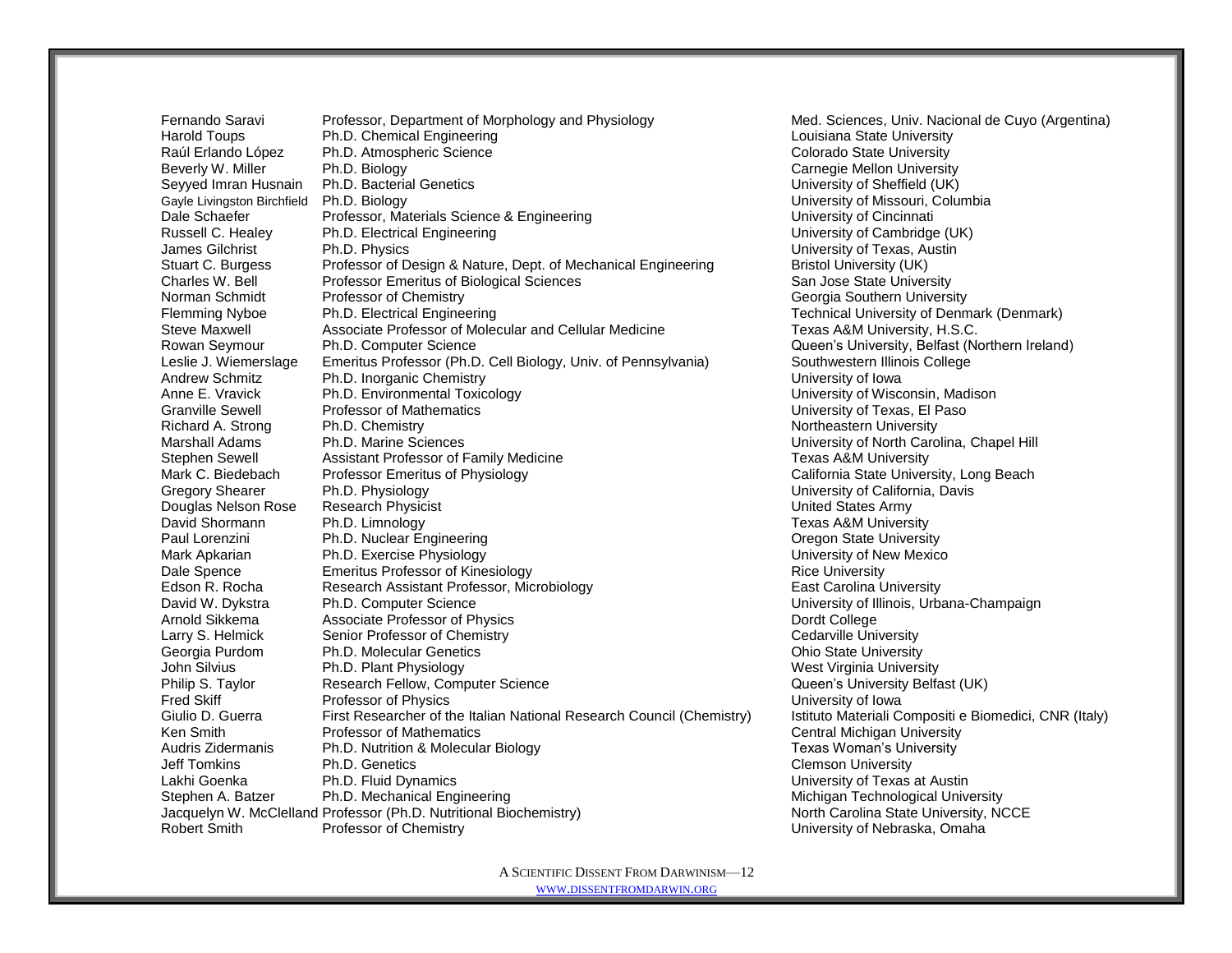| | | |
|---|---|---|
| Fernando Saravi | Professor, Department of Morphology and Physiology | Med. Sciences, Univ. Nacional de Cuyo (Argentina) |
| Harold Toups | Ph.D. Chemical Engineering | Louisiana State University |
| Raúl Erlando López | Ph.D. Atmospheric Science | Colorado State University |
| Beverly W. Miller | Ph.D. Biology | Carnegie Mellon University |
| Seyyed Imran Husnain | Ph.D. Bacterial Genetics | University of Sheffield (UK) |
| Gayle Livingston Birchfield | Ph.D. Biology | University of Missouri, Columbia |
| Dale Schaefer | Professor, Materials Science & Engineering | University of Cincinnati |
| Russell C. Healey | Ph.D. Electrical Engineering | University of Cambridge (UK) |
| James Gilchrist | Ph.D. Physics | University of Texas, Austin |
| Stuart C. Burgess | Professor of Design & Nature, Dept. of Mechanical Engineering | Bristol University (UK) |
| Charles W. Bell | Professor Emeritus of Biological Sciences | San Jose State University |
| Norman Schmidt | Professor of Chemistry | Georgia Southern University |
| Flemming Nyboe | Ph.D. Electrical Engineering | Technical University of Denmark (Denmark) |
| Steve Maxwell | Associate Professor of Molecular and Cellular Medicine | Texas A&M University, H.S.C. |
| Rowan Seymour | Ph.D. Computer Science | Queen's University, Belfast (Northern Ireland) |
| Leslie J. Wiemerslage | Emeritus Professor (Ph.D. Cell Biology, Univ. of Pennsylvania) | Southwestern Illinois College |
| Andrew Schmitz | Ph.D. Inorganic Chemistry | University of Iowa |
| Anne E. Vravick | Ph.D. Environmental Toxicology | University of Wisconsin, Madison |
| Granville Sewell | Professor of Mathematics | University of Texas, El Paso |
| Richard A. Strong | Ph.D. Chemistry | Northeastern University |
| Marshall Adams | Ph.D. Marine Sciences | University of North Carolina, Chapel Hill |
| Stephen Sewell | Assistant Professor of Family Medicine | Texas A&M University |
| Mark C. Biedebach | Professor Emeritus of Physiology | California State University, Long Beach |
| Gregory Shearer | Ph.D. Physiology | University of California, Davis |
| Douglas Nelson Rose | Research Physicist | United States Army |
| David Shormann | Ph.D. Limnology | Texas A&M University |
| Paul Lorenzini | Ph.D. Nuclear Engineering | Oregon State University |
| Mark Apkarian | Ph.D. Exercise Physiology | University of New Mexico |
| Dale Spence | Emeritus Professor of Kinesiology | Rice University |
| Edson R. Rocha | Research Assistant Professor, Microbiology | East Carolina University |
| David W. Dykstra | Ph.D. Computer Science | University of Illinois, Urbana-Champaign |
| Arnold Sikkema | Associate Professor of Physics | Dordt College |
| Larry S. Helmick | Senior Professor of Chemistry | Cedarville University |
| Georgia Purdom | Ph.D. Molecular Genetics | Ohio State University |
| John Silvius | Ph.D. Plant Physiology | West Virginia University |
| Philip S. Taylor | Research Fellow, Computer Science | Queen's University Belfast (UK) |
| Fred Skiff | Professor of Physics | University of Iowa |
| Giulio D. Guerra | First Researcher of the Italian National Research Council (Chemistry) | Istituto Materiali Compositi e Biomedici, CNR (Italy) |
| Ken Smith | Professor of Mathematics | Central Michigan University |
| Audris Zidermanis | Ph.D. Nutrition & Molecular Biology | Texas Woman's University |
| Jeff Tomkins | Ph.D. Genetics | Clemson University |
| Lakhi Goenka | Ph.D. Fluid Dynamics | University of Texas at Austin |
| Stephen A. Batzer | Ph.D. Mechanical Engineering | Michigan Technological University |
| Jacquelyn W. McClelland | Professor (Ph.D. Nutritional Biochemistry) | North Carolina State University, NCCE |
| Robert Smith | Professor of Chemistry | University of Nebraska, Omaha |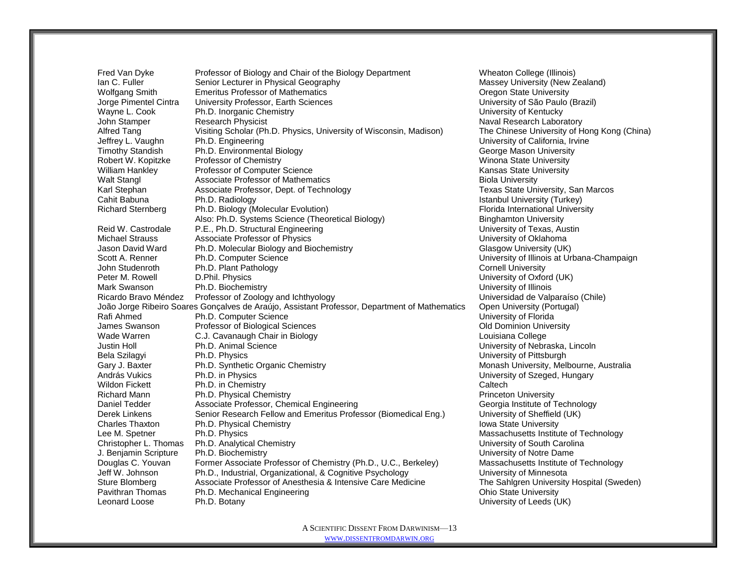| Name | Title/Degree | Institution |
|---|---|---|
| Fred Van Dyke | Professor of Biology and Chair of the Biology Department | Wheaton College (Illinois) |
| Ian C. Fuller | Senior Lecturer in Physical Geography | Massey University (New Zealand) |
| Wolfgang Smith | Emeritus Professor of Mathematics | Oregon State University |
| Jorge Pimentel Cintra | University Professor, Earth Sciences | University of São Paulo (Brazil) |
| Wayne L. Cook | Ph.D. Inorganic Chemistry | University of Kentucky |
| John Stamper | Research Physicist | Naval Research Laboratory |
| Alfred Tang | Visiting Scholar (Ph.D. Physics, University of Wisconsin, Madison) | The Chinese University of Hong Kong (China) |
| Jeffrey L. Vaughn | Ph.D. Engineering | University of California, Irvine |
| Timothy Standish | Ph.D. Environmental Biology | George Mason University |
| Robert W. Kopitzke | Professor of Chemistry | Winona State University |
| William Hankley | Professor of Computer Science | Kansas State University |
| Walt Stangl | Associate Professor of Mathematics | Biola University |
| Karl Stephan | Associate Professor, Dept. of Technology | Texas State University, San Marcos |
| Cahit Babuna | Ph.D. Radiology | Istanbul University (Turkey) |
| Richard Sternberg | Ph.D. Biology (Molecular Evolution) | Florida International University |
| | Also: Ph.D. Systems Science (Theoretical Biology) | Binghamton University |
| Reid W. Castrodale | P.E., Ph.D. Structural Engineering | University of Texas, Austin |
| Michael Strauss | Associate Professor of Physics | University of Oklahoma |
| Jason David Ward | Ph.D. Molecular Biology and Biochemistry | Glasgow University (UK) |
| Scott A. Renner | Ph.D. Computer Science | University of Illinois at Urbana-Champaign |
| John Studenroth | Ph.D. Plant Pathology | Cornell University |
| Peter M. Rowell | D.Phil. Physics | University of Oxford (UK) |
| Mark Swanson | Ph.D. Biochemistry | University of Illinois |
| Ricardo Bravo Méndez | Professor of Zoology and Ichthyology | Universidad de Valparaíso (Chile) |
| João Jorge Ribeiro Soares Gonçalves de Araújo | Assistant Professor, Department of Mathematics | Open University (Portugal) |
| Rafi Ahmed | Ph.D. Computer Science | University of Florida |
| James Swanson | Professor of Biological Sciences | Old Dominion University |
| Wade Warren | C.J. Cavanaugh Chair in Biology | Louisiana College |
| Justin Holl | Ph.D. Animal Science | University of Nebraska, Lincoln |
| Bela Szilagyi | Ph.D. Physics | University of Pittsburgh |
| Gary J. Baxter | Ph.D. Synthetic Organic Chemistry | Monash University, Melbourne, Australia |
| András Vukics | Ph.D. in Physics | University of Szeged, Hungary |
| Wildon Fickett | Ph.D. in Chemistry | Caltech |
| Richard Mann | Ph.D. Physical Chemistry | Princeton University |
| Daniel Tedder | Associate Professor, Chemical Engineering | Georgia Institute of Technology |
| Derek Linkens | Senior Research Fellow and Emeritus Professor (Biomedical Eng.) | University of Sheffield (UK) |
| Charles Thaxton | Ph.D. Physical Chemistry | Iowa State University |
| Lee M. Spetner | Ph.D. Physics | Massachusetts Institute of Technology |
| Christopher L. Thomas | Ph.D. Analytical Chemistry | University of South Carolina |
| J. Benjamin Scripture | Ph.D. Biochemistry | University of Notre Dame |
| Douglas C. Youvan | Former Associate Professor of Chemistry (Ph.D., U.C., Berkeley) | Massachusetts Institute of Technology |
| Jeff W. Johnson | Ph.D., Industrial, Organizational, & Cognitive Psychology | University of Minnesota |
| Sture Blomberg | Associate Professor of Anesthesia & Intensive Care Medicine | The Sahlgren University Hospital (Sweden) |
| Pavithran Thomas | Ph.D. Mechanical Engineering | Ohio State University |
| Leonard Loose | Ph.D. Botany | University of Leeds (UK) |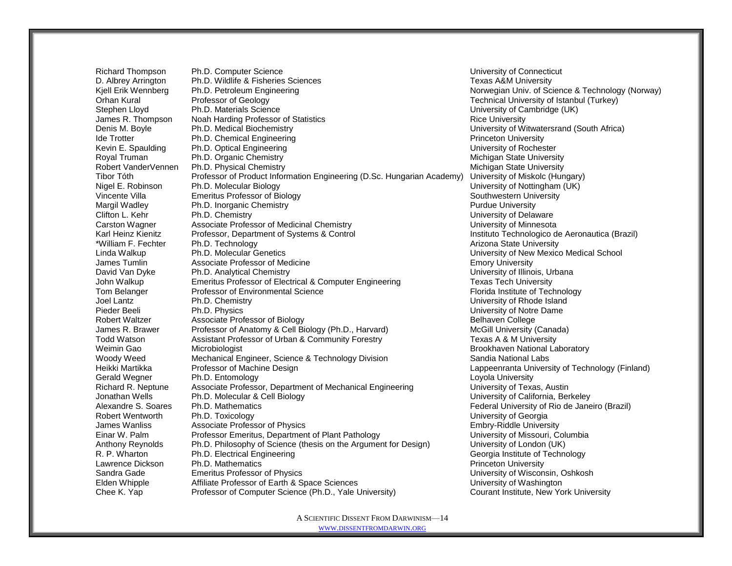| | | |
|---|---|---|
| Richard Thompson | Ph.D. Computer Science | University of Connecticut |
| D. Albrey Arrington | Ph.D. Wildlife & Fisheries Sciences | Texas A&M University |
| Kjell Erik Wennberg | Ph.D. Petroleum Engineering | Norwegian Univ. of Science & Technology (Norway) |
| Orhan Kural | Professor of Geology | Technical University of Istanbul (Turkey) |
| Stephen Lloyd | Ph.D. Materials Science | University of Cambridge (UK) |
| James R. Thompson | Noah Harding Professor of Statistics | Rice University |
| Denis M. Boyle | Ph.D. Medical Biochemistry | University of Witwatersrand (South Africa) |
| Ide Trotter | Ph.D. Chemical Engineering | Princeton University |
| Kevin E. Spaulding | Ph.D. Optical Engineering | University of Rochester |
| Royal Truman | Ph.D. Organic Chemistry | Michigan State University |
| Robert VanderVennen | Ph.D. Physical Chemistry | Michigan State University |
| Tibor Tóth | Professor of Product Information Engineering (D.Sc. Hungarian Academy) | University of Miskolc (Hungary) |
| Nigel E. Robinson | Ph.D. Molecular Biology | University of Nottingham (UK) |
| Vincente Villa | Emeritus Professor of Biology | Southwestern University |
| Margil Wadley | Ph.D. Inorganic Chemistry | Purdue University |
| Clifton L. Kehr | Ph.D. Chemistry | University of Delaware |
| Carston Wagner | Associate Professor of Medicinal Chemistry | University of Minnesota |
| Karl Heinz Kienitz | Professor, Department of Systems & Control | Instituto Technologico de Aeronautica (Brazil) |
| *William F. Fechter | Ph.D. Technology | Arizona State University |
| Linda Walkup | Ph.D. Molecular Genetics | University of New Mexico Medical School |
| James Tumlin | Associate Professor of Medicine | Emory University |
| David Van Dyke | Ph.D. Analytical Chemistry | University of Illinois, Urbana |
| John Walkup | Emeritus Professor of Electrical & Computer Engineering | Texas Tech University |
| Tom Belanger | Professor of Environmental Science | Florida Institute of Technology |
| Joel Lantz | Ph.D. Chemistry | University of Rhode Island |
| Pieder Beeli | Ph.D. Physics | University of Notre Dame |
| Robert Waltzer | Associate Professor of Biology | Belhaven College |
| James R. Brawer | Professor of Anatomy & Cell Biology (Ph.D., Harvard) | McGill University (Canada) |
| Todd Watson | Assistant Professor of Urban & Community Forestry | Texas A & M University |
| Weimin Gao | Microbiologist | Brookhaven National Laboratory |
| Woody Weed | Mechanical Engineer, Science & Technology Division | Sandia National Labs |
| Heikki Martikka | Professor of Machine Design | Lappeenranta University of Technology (Finland) |
| Gerald Wegner | Ph.D. Entomology | Loyola University |
| Richard R. Neptune | Associate Professor, Department of Mechanical Engineering | University of Texas, Austin |
| Jonathan Wells | Ph.D. Molecular & Cell Biology | University of California, Berkeley |
| Alexandre S. Soares | Ph.D. Mathematics | Federal University of Rio de Janeiro (Brazil) |
| Robert Wentworth | Ph.D. Toxicology | University of Georgia |
| James Wanliss | Associate Professor of Physics | Embry-Riddle University |
| Einar W. Palm | Professor Emeritus, Department of Plant Pathology | University of Missouri, Columbia |
| Anthony Reynolds | Ph.D. Philosophy of Science (thesis on the Argument for Design) | University of London (UK) |
| R. P. Wharton | Ph.D. Electrical Engineering | Georgia Institute of Technology |
| Lawrence Dickson | Ph.D. Mathematics | Princeton University |
| Sandra Gade | Emeritus Professor of Physics | University of Wisconsin, Oshkosh |
| Elden Whipple | Affiliate Professor of Earth & Space Sciences | University of Washington |
| Chee K. Yap | Professor of Computer Science (Ph.D., Yale University) | Courant Institute, New York University |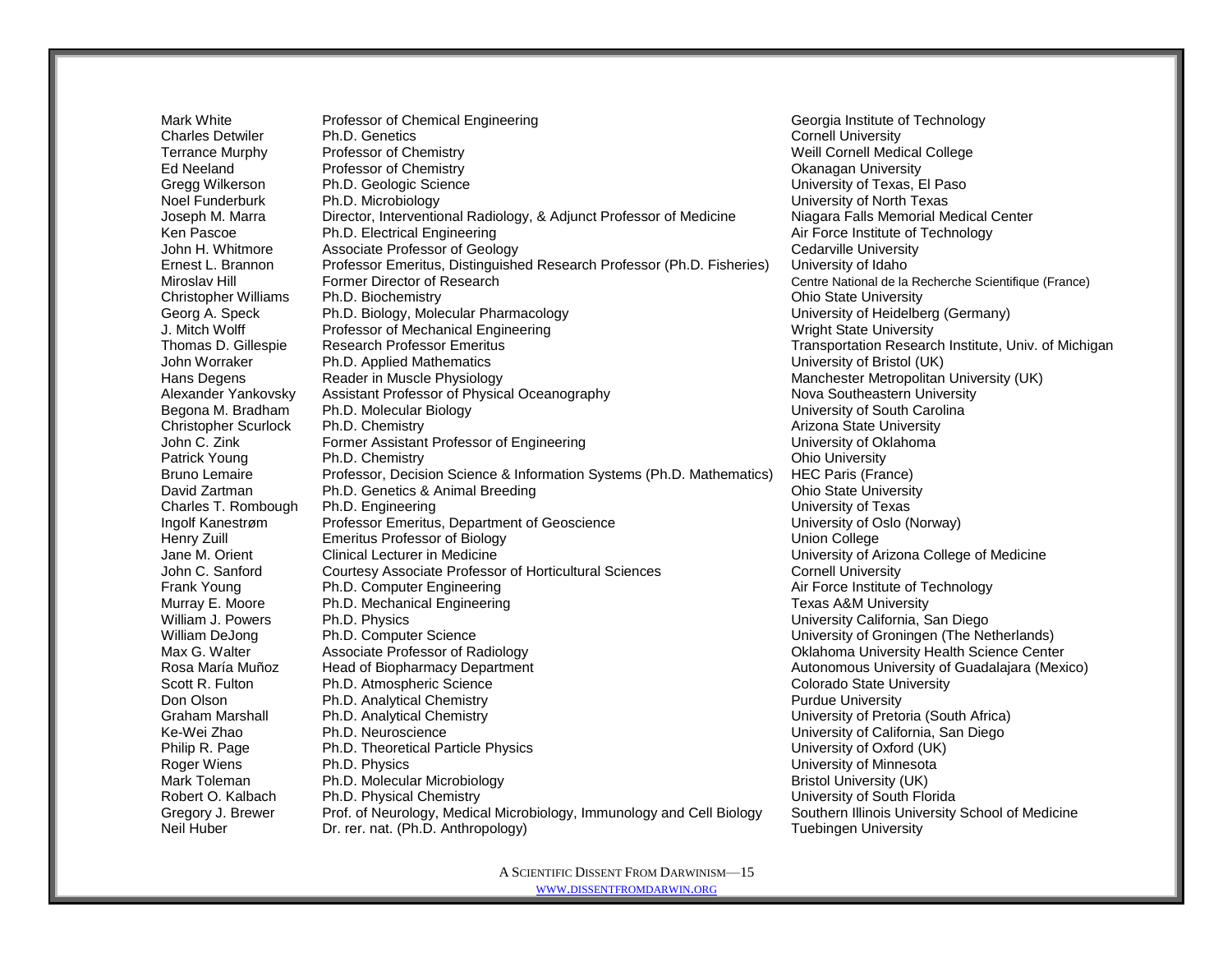| | | |
|---|---|---|
| Mark White | Professor of Chemical Engineering | Georgia Institute of Technology |
| Charles Detwiler | Ph.D. Genetics | Cornell University |
| Terrance Murphy | Professor of Chemistry | Weill Cornell Medical College |
| Ed Neeland | Professor of Chemistry | Okanagan University |
| Gregg Wilkerson | Ph.D. Geologic Science | University of Texas, El Paso |
| Noel Funderburk | Ph.D. Microbiology | University of North Texas |
| Joseph M. Marra | Director, Interventional Radiology, & Adjunct Professor of Medicine | Niagara Falls Memorial Medical Center |
| Ken Pascoe | Ph.D. Electrical Engineering | Air Force Institute of Technology |
| John H. Whitmore | Associate Professor of Geology | Cedarville University |
| Ernest L. Brannon | Professor Emeritus, Distinguished Research Professor (Ph.D. Fisheries) | University of Idaho |
| Miroslav Hill | Former Director of Research | Centre National de la Recherche Scientifique (France) |
| Christopher Williams | Ph.D. Biochemistry | Ohio State University |
| Georg A. Speck | Ph.D. Biology, Molecular Pharmacology | University of Heidelberg (Germany) |
| J. Mitch Wolff | Professor of Mechanical Engineering | Wright State University |
| Thomas D. Gillespie | Research Professor Emeritus | Transportation Research Institute, Univ. of Michigan |
| John Worraker | Ph.D. Applied Mathematics | University of Bristol (UK) |
| Hans Degens | Reader in Muscle Physiology | Manchester Metropolitan University (UK) |
| Alexander Yankovsky | Assistant Professor of Physical Oceanography | Nova Southeastern University |
| Begona M. Bradham | Ph.D. Molecular Biology | University of South Carolina |
| Christopher Scurlock | Ph.D. Chemistry | Arizona State University |
| John C. Zink | Former Assistant Professor of Engineering | University of Oklahoma |
| Patrick Young | Ph.D. Chemistry | Ohio University |
| Bruno Lemaire | Professor, Decision Science & Information Systems (Ph.D. Mathematics) | HEC Paris (France) |
| David Zartman | Ph.D. Genetics & Animal Breeding | Ohio State University |
| Charles T. Rombough | Ph.D. Engineering | University of Texas |
| Ingolf Kanestrøm | Professor Emeritus, Department of Geoscience | University of Oslo (Norway) |
| Henry Zuill | Emeritus Professor of Biology | Union College |
| Jane M. Orient | Clinical Lecturer in Medicine | University of Arizona College of Medicine |
| John C. Sanford | Courtesy Associate Professor of Horticultural Sciences | Cornell University |
| Frank Young | Ph.D. Computer Engineering | Air Force Institute of Technology |
| Murray E. Moore | Ph.D. Mechanical Engineering | Texas A&M University |
| William J. Powers | Ph.D. Physics | University California, San Diego |
| William DeJong | Ph.D. Computer Science | University of Groningen (The Netherlands) |
| Max G. Walter | Associate Professor of Radiology | Oklahoma University Health Science Center |
| Rosa María Muñoz | Head of Biopharmacy Department | Autonomous University of Guadalajara (Mexico) |
| Scott R. Fulton | Ph.D. Atmospheric Science | Colorado State University |
| Don Olson | Ph.D. Analytical Chemistry | Purdue University |
| Graham Marshall | Ph.D. Analytical Chemistry | University of Pretoria (South Africa) |
| Ke-Wei Zhao | Ph.D. Neuroscience | University of California, San Diego |
| Philip R. Page | Ph.D. Theoretical Particle Physics | University of Oxford (UK) |
| Roger Wiens | Ph.D. Physics | University of Minnesota |
| Mark Toleman | Ph.D. Molecular Microbiology | Bristol University (UK) |
| Robert O. Kalbach | Ph.D. Physical Chemistry | University of South Florida |
| Gregory J. Brewer | Prof. of Neurology, Medical Microbiology, Immunology and Cell Biology | Southern Illinois University School of Medicine |
| Neil Huber | Dr. rer. nat. (Ph.D. Anthropology) | Tuebingen University |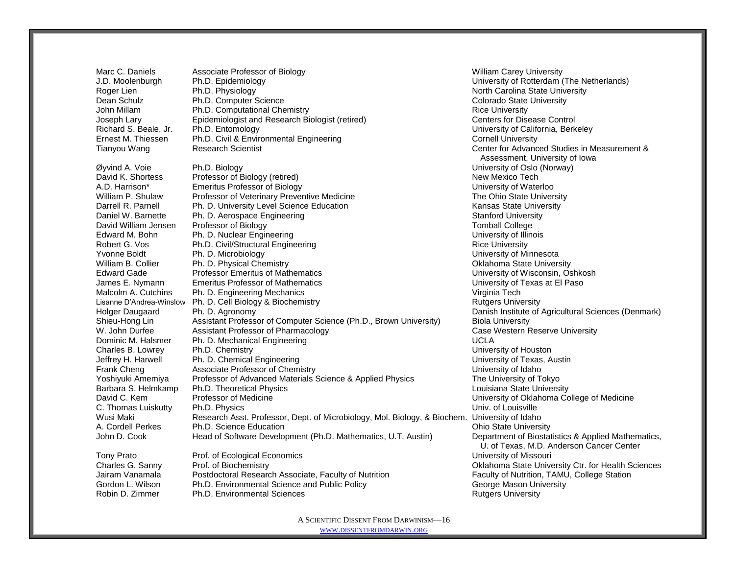| | | |
|---|---|---|
| Marc C. Daniels | Associate Professor of Biology | William Carey University |
| J.D. Moolenburgh | Ph.D. Epidemiology | University of Rotterdam (The Netherlands) |
| Roger Lien | Ph.D. Physiology | North Carolina State University |
| Dean Schulz | Ph.D. Computer Science | Colorado State University |
| John Millam | Ph.D. Computational Chemistry | Rice University |
| Joseph Lary | Epidemiologist and Research Biologist (retired) | Centers for Disease Control |
| Richard S. Beale, Jr. | Ph.D. Entomology | University of California, Berkeley |
| Ernest M. Thiessen | Ph.D. Civil & Environmental Engineering | Cornell University |
| Tianyou Wang | Research Scientist | Center for Advanced Studies in Measurement & Assessment, University of Iowa |
| Øyvind A. Voie | Ph.D. Biology | University of Oslo (Norway) |
| David K. Shortess | Professor of Biology (retired) | New Mexico Tech |
| A.D. Harrison* | Emeritus Professor of Biology | University of Waterloo |
| William P. Shulaw | Professor of Veterinary Preventive Medicine | The Ohio State University |
| Darrell R. Parnell | Ph. D. University Level Science Education | Kansas State University |
| Daniel W. Barnette | Ph. D. Aerospace Engineering | Stanford University |
| David William Jensen | Professor of Biology | Tomball College |
| Edward M. Bohn | Ph. D. Nuclear Engineering | University of Illinois |
| Robert G. Vos | Ph.D. Civil/Structural Engineering | Rice University |
| Yvonne Boldt | Ph. D. Microbiology | University of Minnesota |
| William B. Collier | Ph. D. Physical Chemistry | Oklahoma State University |
| Edward Gade | Professor Emeritus of Mathematics | University of Wisconsin, Oshkosh |
| James E. Nymann | Emeritus Professor of Mathematics | University of Texas at El Paso |
| Malcolm A. Cutchins | Ph. D. Engineering Mechanics | Virginia Tech |
| Lisanne D'Andrea-Winslow | Ph. D. Cell Biology & Biochemistry | Rutgers University |
| Holger Daugaard | Ph. D. Agronomy | Danish Institute of Agricultural Sciences (Denmark) |
| Shieu-Hong Lin | Assistant Professor of Computer Science (Ph.D., Brown University) | Biola University |
| W. John Durfee | Assistant Professor of Pharmacology | Case Western Reserve University |
| Dominic M. Halsmer | Ph. D. Mechanical Engineering | UCLA |
| Charles B. Lowrey | Ph.D. Chemistry | University of Houston |
| Jeffrey H. Harwell | Ph. D. Chemical Engineering | University of Texas, Austin |
| Frank Cheng | Associate Professor of Chemistry | University of Idaho |
| Yoshiyuki Amemiya | Professor of Advanced Materials Science & Applied Physics | The University of Tokyo |
| Barbara S. Helmkamp | Ph.D. Theoretical Physics | Louisiana State University |
| David C. Kem | Professor of Medicine | University of Oklahoma College of Medicine |
| C. Thomas Luiskutty | Ph.D. Physics | Univ. of Louisville |
| Wusi Maki | Research Asst. Professor, Dept. of Microbiology, Mol. Biology, & Biochem. | University of Idaho |
| A. Cordell Perkes | Ph.D. Science Education | Ohio State University |
| John D. Cook | Head of Software Development (Ph.D. Mathematics, U.T. Austin) | Department of Biostatistics & Applied Mathematics, U. of Texas, M.D. Anderson Cancer Center |
| Tony Prato | Prof. of Ecological Economics | University of Missouri |
| Charles G. Sanny | Prof. of Biochemistry | Oklahoma State University Ctr. for Health Sciences |
| Jairam Vanamala | Postdoctoral Research Associate, Faculty of Nutrition | Faculty of Nutrition, TAMU, College Station |
| Gordon L. Wilson | Ph.D. Environmental Science and Public Policy | George Mason University |
| Robin D. Zimmer | Ph.D. Environmental Sciences | Rutgers University |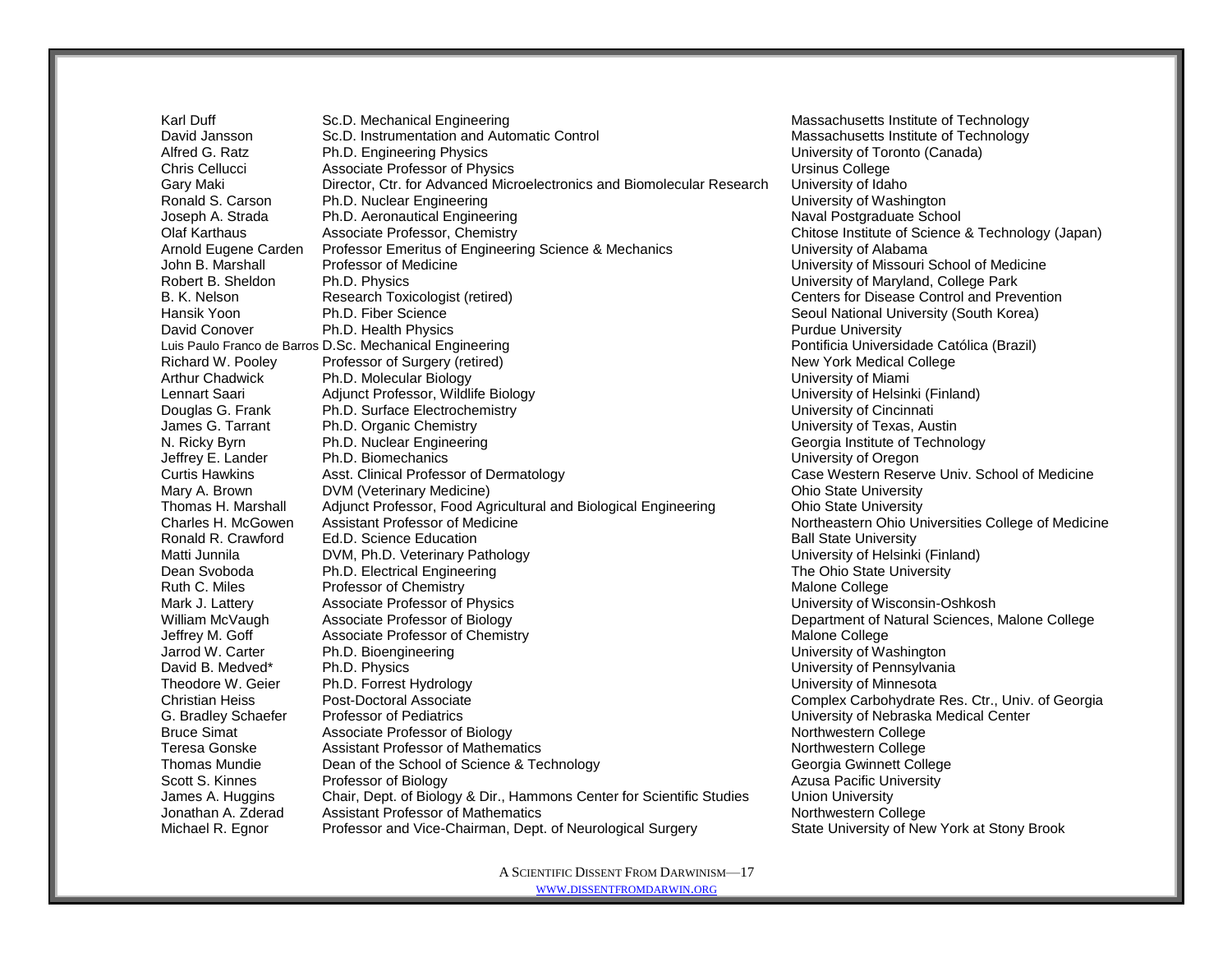| Name | Degree/Position | Institution |
|---|---|---|
| Karl Duff | Sc.D. Mechanical Engineering | Massachusetts Institute of Technology |
| David Jansson | Sc.D. Instrumentation and Automatic Control | Massachusetts Institute of Technology |
| Alfred G. Ratz | Ph.D. Engineering Physics | University of Toronto (Canada) |
| Chris Cellucci | Associate Professor of Physics | Ursinus College |
| Gary Maki | Director, Ctr. for Advanced Microelectronics and Biomolecular Research | University of Idaho |
| Ronald S. Carson | Ph.D. Nuclear Engineering | University of Washington |
| Joseph A. Strada | Ph.D. Aeronautical Engineering | Naval Postgraduate School |
| Olaf Karthaus | Associate Professor, Chemistry | Chitose Institute of Science & Technology (Japan) |
| Arnold Eugene Carden | Professor Emeritus of Engineering Science & Mechanics | University of Alabama |
| John B. Marshall | Professor of Medicine | University of Missouri School of Medicine |
| Robert B. Sheldon | Ph.D. Physics | University of Maryland, College Park |
| B. K. Nelson | Research Toxicologist (retired) | Centers for Disease Control and Prevention |
| Hansik Yoon | Ph.D. Fiber Science | Seoul National University (South Korea) |
| David Conover | Ph.D. Health Physics | Purdue University |
| Luis Paulo Franco de Barros | D.Sc. Mechanical Engineering | Pontificia Universidade Católica (Brazil) |
| Richard W. Pooley | Professor of Surgery (retired) | New York Medical College |
| Arthur Chadwick | Ph.D. Molecular Biology | University of Miami |
| Lennart Saari | Adjunct Professor, Wildlife Biology | University of Helsinki (Finland) |
| Douglas G. Frank | Ph.D. Surface Electrochemistry | University of Cincinnati |
| James G. Tarrant | Ph.D. Organic Chemistry | University of Texas, Austin |
| N. Ricky Byrn | Ph.D. Nuclear Engineering | Georgia Institute of Technology |
| Jeffrey E. Lander | Ph.D. Biomechanics | University of Oregon |
| Curtis Hawkins | Asst. Clinical Professor of Dermatology | Case Western Reserve Univ. School of Medicine |
| Mary A. Brown | DVM (Veterinary Medicine) | Ohio State University |
| Thomas H. Marshall | Adjunct Professor, Food Agricultural and Biological Engineering | Ohio State University |
| Charles H. McGowen | Assistant Professor of Medicine | Northeastern Ohio Universities College of Medicine |
| Ronald R. Crawford | Ed.D. Science Education | Ball State University |
| Matti Junnila | DVM, Ph.D. Veterinary Pathology | University of Helsinki (Finland) |
| Dean Svoboda | Ph.D. Electrical Engineering | The Ohio State University |
| Ruth C. Miles | Professor of Chemistry | Malone College |
| Mark J. Lattery | Associate Professor of Physics | University of Wisconsin-Oshkosh |
| William McVaugh | Associate Professor of Biology | Department of Natural Sciences, Malone College |
| Jeffrey M. Goff | Associate Professor of Chemistry | Malone College |
| Jarrod W. Carter | Ph.D. Bioengineering | University of Washington |
| David B. Medved* | Ph.D. Physics | University of Pennsylvania |
| Theodore W. Geier | Ph.D. Forrest Hydrology | University of Minnesota |
| Christian Heiss | Post-Doctoral Associate | Complex Carbohydrate Res. Ctr., Univ. of Georgia |
| G. Bradley Schaefer | Professor of Pediatrics | University of Nebraska Medical Center |
| Bruce Simat | Associate Professor of Biology | Northwestern College |
| Teresa Gonske | Assistant Professor of Mathematics | Northwestern College |
| Thomas Mundie | Dean of the School of Science & Technology | Georgia Gwinnett College |
| Scott S. Kinnes | Professor of Biology | Azusa Pacific University |
| James A. Huggins | Chair, Dept. of Biology & Dir., Hammons Center for Scientific Studies | Union University |
| Jonathan A. Zderad | Assistant Professor of Mathematics | Northwestern College |
| Michael R. Egnor | Professor and Vice-Chairman, Dept. of Neurological Surgery | State University of New York at Stony Brook |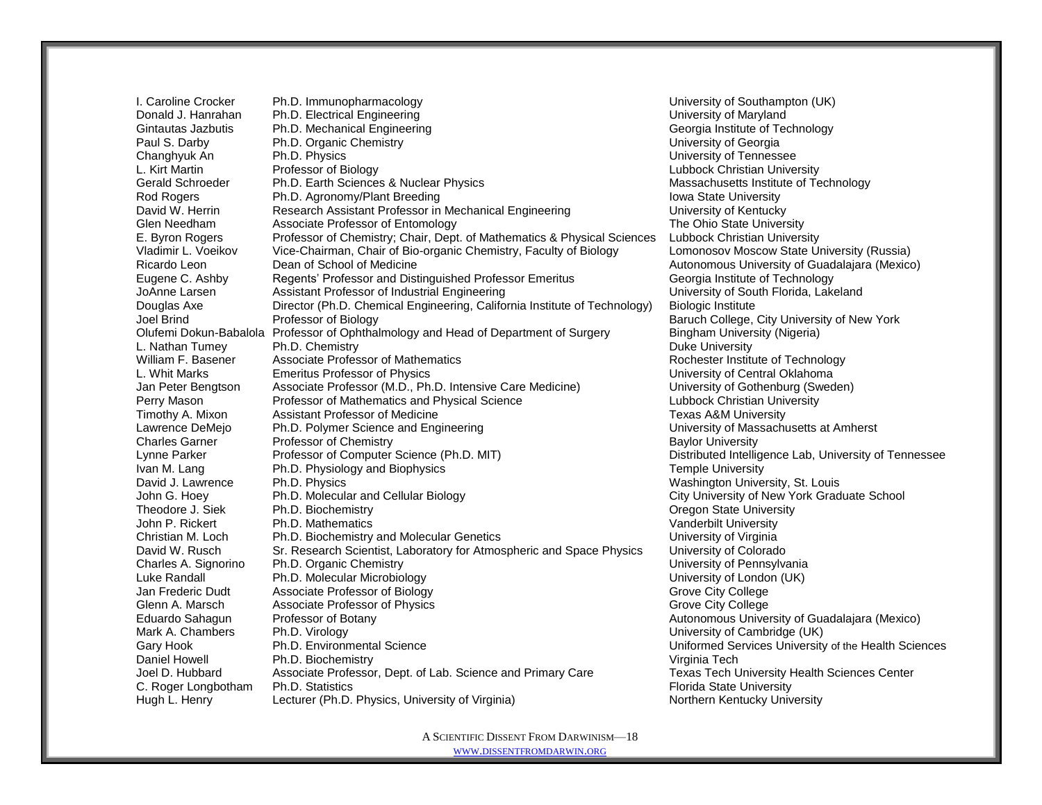| | | |
|---|---|---|
| I. Caroline Crocker | Ph.D. Immunopharmacology | University of Southampton (UK) |
| Donald J. Hanrahan | Ph.D. Electrical Engineering | University of Maryland |
| Gintautas Jazbutis | Ph.D. Mechanical Engineering | Georgia Institute of Technology |
| Paul S. Darby | Ph.D. Organic Chemistry | University of Georgia |
| Changhyuk An | Ph.D. Physics | University of Tennessee |
| L. Kirt Martin | Professor of Biology | Lubbock Christian University |
| Gerald Schroeder | Ph.D. Earth Sciences & Nuclear Physics | Massachusetts Institute of Technology |
| Rod Rogers | Ph.D. Agronomy/Plant Breeding | Iowa State University |
| David W. Herrin | Research Assistant Professor in Mechanical Engineering | University of Kentucky |
| Glen Needham | Associate Professor of Entomology | The Ohio State University |
| E. Byron Rogers | Professor of Chemistry; Chair, Dept. of Mathematics & Physical Sciences | Lubbock Christian University |
| Vladimir L. Voeikov | Vice-Chairman, Chair of Bio-organic Chemistry, Faculty of Biology | Lomonosov Moscow State University (Russia) |
| Ricardo Leon | Dean of School of Medicine | Autonomous University of Guadalajara (Mexico) |
| Eugene C. Ashby | Regents' Professor and Distinguished Professor Emeritus | Georgia Institute of Technology |
| JoAnne Larsen | Assistant Professor of Industrial Engineering | University of South Florida, Lakeland |
| Douglas Axe | Director (Ph.D. Chemical Engineering, California Institute of Technology) | Biologic Institute |
| Joel Brind | Professor of Biology | Baruch College, City University of New York |
| Olufemi Dokun-Babalola | Professor of Ophthalmology and Head of Department of Surgery | Bingham University (Nigeria) |
| L. Nathan Tumey | Ph.D. Chemistry | Duke University |
| William F. Basener | Associate Professor of Mathematics | Rochester Institute of Technology |
| L. Whit Marks | Emeritus Professor of Physics | University of Central Oklahoma |
| Jan Peter Bengtson | Associate Professor (M.D., Ph.D. Intensive Care Medicine) | University of Gothenburg (Sweden) |
| Perry Mason | Professor of Mathematics and Physical Science | Lubbock Christian University |
| Timothy A. Mixon | Assistant Professor of Medicine | Texas A&M University |
| Lawrence DeMejo | Ph.D. Polymer Science and Engineering | University of Massachusetts at Amherst |
| Charles Garner | Professor of Chemistry | Baylor University |
| Lynne Parker | Professor of Computer Science (Ph.D. MIT) | Distributed Intelligence Lab, University of Tennessee |
| Ivan M. Lang | Ph.D. Physiology and Biophysics | Temple University |
| David J. Lawrence | Ph.D. Physics | Washington University, St. Louis |
| John G. Hoey | Ph.D. Molecular and Cellular Biology | City University of New York Graduate School |
| Theodore J. Siek | Ph.D. Biochemistry | Oregon State University |
| John P. Rickert | Ph.D. Mathematics | Vanderbilt University |
| Christian M. Loch | Ph.D. Biochemistry and Molecular Genetics | University of Virginia |
| David W. Rusch | Sr. Research Scientist, Laboratory for Atmospheric and Space Physics | University of Colorado |
| Charles A. Signorino | Ph.D. Organic Chemistry | University of Pennsylvania |
| Luke Randall | Ph.D. Molecular Microbiology | University of London (UK) |
| Jan Frederic Dudt | Associate Professor of Biology | Grove City College |
| Glenn A. Marsch | Associate Professor of Physics | Grove City College |
| Eduardo Sahagun | Professor of Botany | Autonomous University of Guadalajara (Mexico) |
| Mark A. Chambers | Ph.D. Virology | University of Cambridge (UK) |
| Gary Hook | Ph.D. Environmental Science | Uniformed Services University of the Health Sciences |
| Daniel Howell | Ph.D. Biochemistry | Virginia Tech |
| Joel D. Hubbard | Associate Professor, Dept. of Lab. Science and Primary Care | Texas Tech University Health Sciences Center |
| C. Roger Longbotham | Ph.D. Statistics | Florida State University |
| Hugh L. Henry | Lecturer (Ph.D. Physics, University of Virginia) | Northern Kentucky University |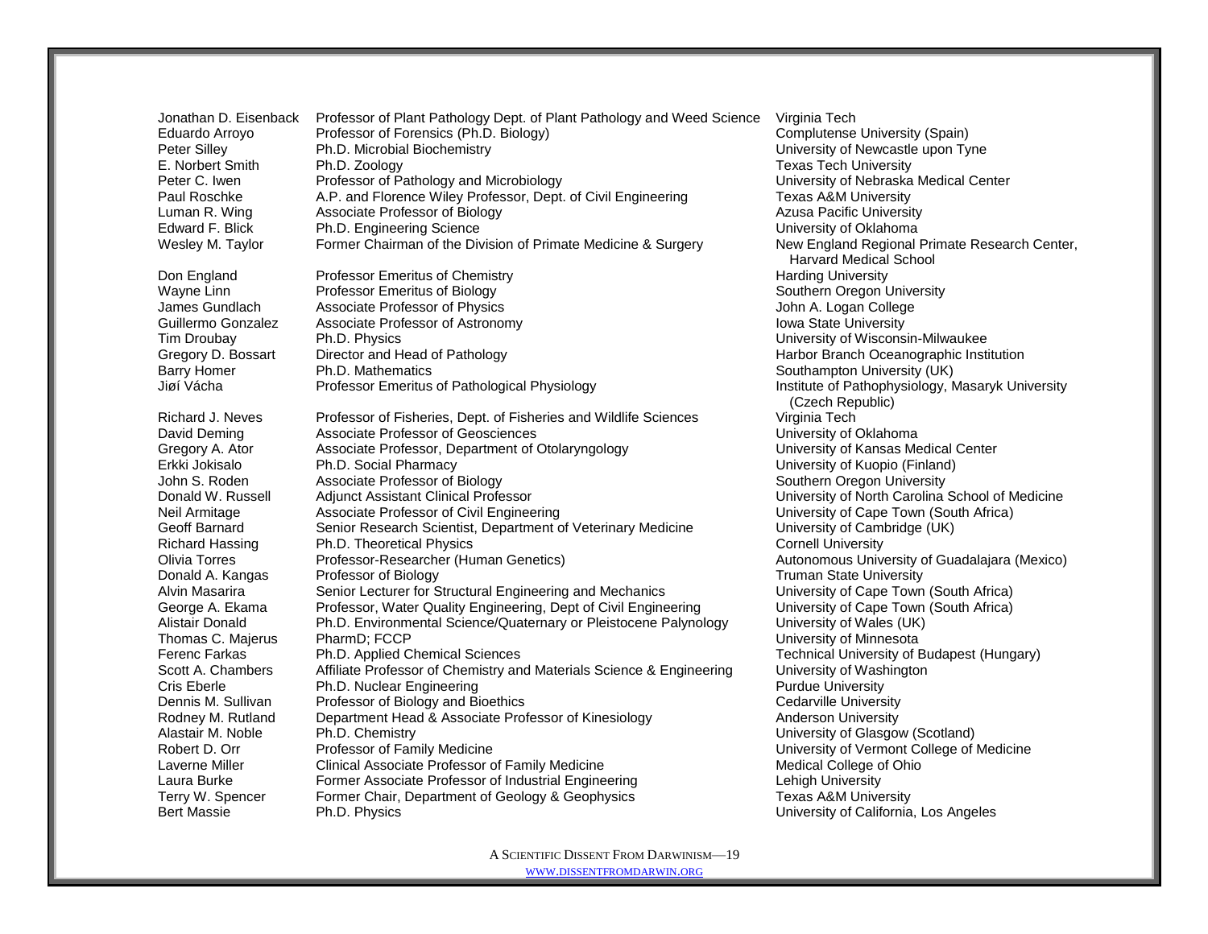| | | |
|---|---|---|
| Jonathan D. Eisenback | Professor of Plant Pathology Dept. of Plant Pathology and Weed Science | Virginia Tech |
| Eduardo Arroyo | Professor of Forensics (Ph.D. Biology) | Complutense University (Spain) |
| Peter Silley | Ph.D. Microbial Biochemistry | University of Newcastle upon Tyne |
| E. Norbert Smith | Ph.D. Zoology | Texas Tech University |
| Peter C. Iwen | Professor of Pathology and Microbiology | University of Nebraska Medical Center |
| Paul Roschke | A.P. and Florence Wiley Professor, Dept. of Civil Engineering | Texas A&M University |
| Luman R. Wing | Associate Professor of Biology | Azusa Pacific University |
| Edward F. Blick | Ph.D. Engineering Science | University of Oklahoma |
| Wesley M. Taylor | Former Chairman of the Division of Primate Medicine & Surgery | New England Regional Primate Research Center, Harvard Medical School |
| Don England | Professor Emeritus of Chemistry | Harding University |
| Wayne Linn | Professor Emeritus of Biology | Southern Oregon University |
| James Gundlach | Associate Professor of Physics | John A. Logan College |
| Guillermo Gonzalez | Associate Professor of Astronomy | Iowa State University |
| Tim Droubay | Ph.D. Physics | University of Wisconsin-Milwaukee |
| Gregory D. Bossart | Director and Head of Pathology | Harbor Branch Oceanographic Institution |
| Barry Homer | Ph.D. Mathematics | Southampton University (UK) |
| Jiøí Vácha | Professor Emeritus of Pathological Physiology | Institute of Pathophysiology, Masaryk University (Czech Republic) |
| Richard J. Neves | Professor of Fisheries, Dept. of Fisheries and Wildlife Sciences | Virginia Tech |
| David Deming | Associate Professor of Geosciences | University of Oklahoma |
| Gregory A. Ator | Associate Professor, Department of Otolaryngology | University of Kansas Medical Center |
| Erkki Jokisalo | Ph.D. Social Pharmacy | University of Kuopio (Finland) |
| John S. Roden | Associate Professor of Biology | Southern Oregon University |
| Donald W. Russell | Adjunct Assistant Clinical Professor | University of North Carolina School of Medicine |
| Neil Armitage | Associate Professor of Civil Engineering | University of Cape Town (South Africa) |
| Geoff Barnard | Senior Research Scientist, Department of Veterinary Medicine | University of Cambridge (UK) |
| Richard Hassing | Ph.D. Theoretical Physics | Cornell University |
| Olivia Torres | Professor-Researcher (Human Genetics) | Autonomous University of Guadalajara (Mexico) |
| Donald A. Kangas | Professor of Biology | Truman State University |
| Alvin Masarira | Senior Lecturer for Structural Engineering and Mechanics | University of Cape Town (South Africa) |
| George A. Ekama | Professor, Water Quality Engineering, Dept of Civil Engineering | University of Cape Town (South Africa) |
| Alistair Donald | Ph.D. Environmental Science/Quaternary or Pleistocene Palynology | University of Wales (UK) |
| Thomas C. Majerus | PharmD; FCCP | University of Minnesota |
| Ferenc Farkas | Ph.D. Applied Chemical Sciences | Technical University of Budapest (Hungary) |
| Scott A. Chambers | Affiliate Professor of Chemistry and Materials Science & Engineering | University of Washington |
| Cris Eberle | Ph.D. Nuclear Engineering | Purdue University |
| Dennis M. Sullivan | Professor of Biology and Bioethics | Cedarville University |
| Rodney M. Rutland | Department Head & Associate Professor of Kinesiology | Anderson University |
| Alastair M. Noble | Ph.D. Chemistry | University of Glasgow (Scotland) |
| Robert D. Orr | Professor of Family Medicine | University of Vermont College of Medicine |
| Laverne Miller | Clinical Associate Professor of Family Medicine | Medical College of Ohio |
| Laura Burke | Former Associate Professor of Industrial Engineering | Lehigh University |
| Terry W. Spencer | Former Chair, Department of Geology & Geophysics | Texas A&M University |
| Bert Massie | Ph.D. Physics | University of California, Los Angeles |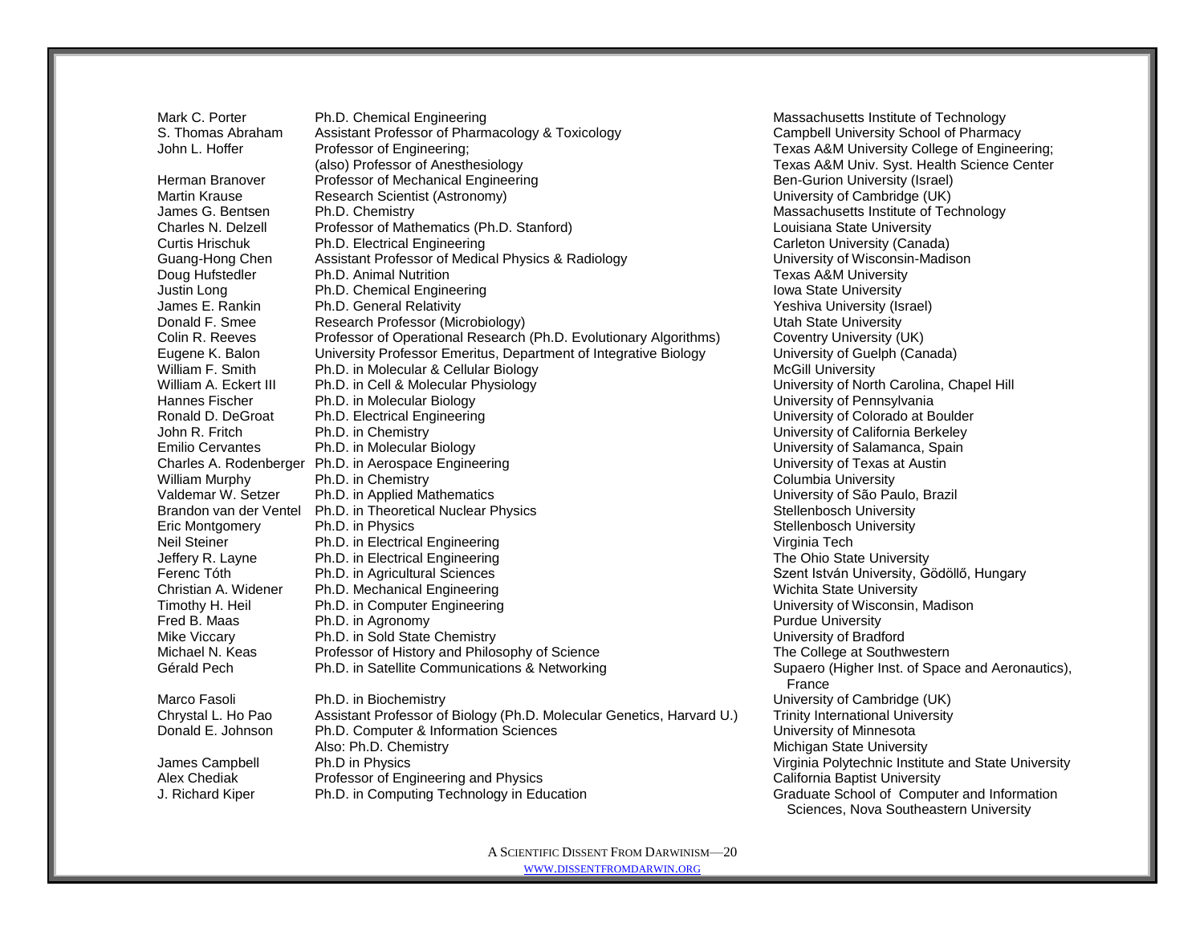| | | |
|---|---|---|
| Mark C. Porter | Ph.D. Chemical Engineering | Massachusetts Institute of Technology |
| S. Thomas Abraham | Assistant Professor of Pharmacology & Toxicology | Campbell University School of Pharmacy |
| John L. Hoffer | Professor of Engineering; (also) Professor of Anesthesiology | Texas A&M University College of Engineering; Texas A&M Univ. Syst. Health Science Center |
| Herman Branover | Professor of Mechanical Engineering | Ben-Gurion University (Israel) |
| Martin Krause | Research Scientist (Astronomy) | University of Cambridge (UK) |
| James G. Bentsen | Ph.D. Chemistry | Massachusetts Institute of Technology |
| Charles N. Delzell | Professor of Mathematics (Ph.D. Stanford) | Louisiana State University |
| Curtis Hrischuk | Ph.D. Electrical Engineering | Carleton University (Canada) |
| Guang-Hong Chen | Assistant Professor of Medical Physics & Radiology | University of Wisconsin-Madison |
| Doug Hufstedler | Ph.D. Animal Nutrition | Texas A&M University |
| Justin Long | Ph.D. Chemical Engineering | Iowa State University |
| James E. Rankin | Ph.D. General Relativity | Yeshiva University (Israel) |
| Donald F. Smee | Research Professor (Microbiology) | Utah State University |
| Colin R. Reeves | Professor of Operational Research (Ph.D. Evolutionary Algorithms) | Coventry University (UK) |
| Eugene K. Balon | University Professor Emeritus, Department of Integrative Biology | University of Guelph (Canada) |
| William F. Smith | Ph.D. in Molecular & Cellular Biology | McGill University |
| William A. Eckert III | Ph.D. in Cell & Molecular Physiology | University of North Carolina, Chapel Hill |
| Hannes Fischer | Ph.D. in Molecular Biology | University of Pennsylvania |
| Ronald D. DeGroat | Ph.D. Electrical Engineering | University of Colorado at Boulder |
| John R. Fritch | Ph.D. in Chemistry | University of California Berkeley |
| Emilio Cervantes | Ph.D. in Molecular Biology | University of Salamanca, Spain |
| Charles A. Rodenberger | Ph.D. in Aerospace Engineering | University of Texas at Austin |
| William Murphy | Ph.D. in Chemistry | Columbia University |
| Valdemar W. Setzer | Ph.D. in Applied Mathematics | University of São Paulo, Brazil |
| Brandon van der Ventel | Ph.D. in Theoretical Nuclear Physics | Stellenbosch University |
| Eric Montgomery | Ph.D. in Physics | Stellenbosch University |
| Neil Steiner | Ph.D. in Electrical Engineering | Virginia Tech |
| Jeffery R. Layne | Ph.D. in Electrical Engineering | The Ohio State University |
| Ferenc Tóth | Ph.D. in Agricultural Sciences | Szent István University, Gödöllő, Hungary |
| Christian A. Widener | Ph.D. Mechanical Engineering | Wichita State University |
| Timothy H. Heil | Ph.D. in Computer Engineering | University of Wisconsin, Madison |
| Fred B. Maas | Ph.D. in Agronomy | Purdue University |
| Mike Viccary | Ph.D. in Sold State Chemistry | University of Bradford |
| Michael N. Keas | Professor of History and Philosophy of Science | The College at Southwestern |
| Gérald Pech | Ph.D. in Satellite Communications & Networking | Supaero (Higher Inst. of Space and Aeronautics), France |
| Marco Fasoli | Ph.D. in Biochemistry | University of Cambridge (UK) |
| Chrystal L. Ho Pao | Assistant Professor of Biology (Ph.D. Molecular Genetics, Harvard U.) | Trinity International University |
| Donald E. Johnson | Ph.D. Computer & Information Sciences; Also: Ph.D. Chemistry | University of Minnesota; Michigan State University |
| James Campbell | Ph.D in Physics | Virginia Polytechnic Institute and State University |
| Alex Chediak | Professor of Engineering and Physics | California Baptist University |
| J. Richard Kiper | Ph.D. in Computing Technology in Education | Graduate School of Computer and Information Sciences, Nova Southeastern University |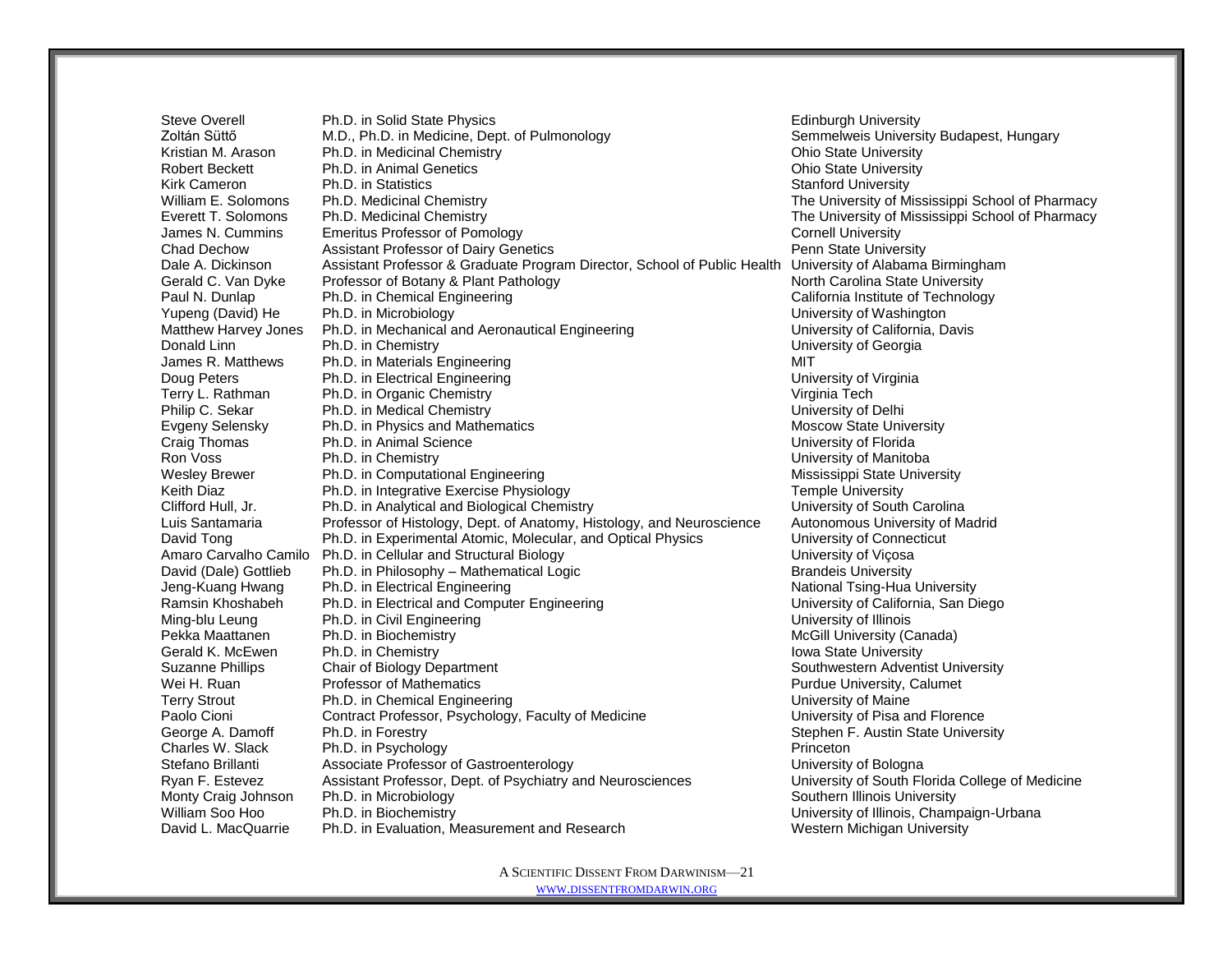| | | |
|---|---|---|
| Steve Overell | Ph.D. in Solid State Physics | Edinburgh University |
| Zoltán Süttő | M.D., Ph.D. in Medicine, Dept. of Pulmonology | Semmelweis University Budapest, Hungary |
| Kristian M. Arason | Ph.D. in Medicinal Chemistry | Ohio State University |
| Robert Beckett | Ph.D. in Animal Genetics | Ohio State University |
| Kirk Cameron | Ph.D. in Statistics | Stanford University |
| William E. Solomons | Ph.D. Medicinal Chemistry | The University of Mississippi School of Pharmacy |
| Everett T. Solomons | Ph.D. Medicinal Chemistry | The University of Mississippi School of Pharmacy |
| James N. Cummins | Emeritus Professor of Pomology | Cornell University |
| Chad Dechow | Assistant Professor of Dairy Genetics | Penn State University |
| Dale A. Dickinson | Assistant Professor & Graduate Program Director, School of Public Health | University of Alabama Birmingham |
| Gerald C. Van Dyke | Professor of Botany & Plant Pathology | North Carolina State University |
| Paul N. Dunlap | Ph.D. in Chemical Engineering | California Institute of Technology |
| Yupeng (David) He | Ph.D. in Microbiology | University of Washington |
| Matthew Harvey Jones | Ph.D. in Mechanical and Aeronautical Engineering | University of California, Davis |
| Donald Linn | Ph.D. in Chemistry | University of Georgia |
| James R. Matthews | Ph.D. in Materials Engineering | MIT |
| Doug Peters | Ph.D. in Electrical Engineering | University of Virginia |
| Terry L. Rathman | Ph.D. in Organic Chemistry | Virginia Tech |
| Philip C. Sekar | Ph.D. in Medical Chemistry | University of Delhi |
| Evgeny Selensky | Ph.D. in Physics and Mathematics | Moscow State University |
| Craig Thomas | Ph.D. in Animal Science | University of Florida |
| Ron Voss | Ph.D. in Chemistry | University of Manitoba |
| Wesley Brewer | Ph.D. in Computational Engineering | Mississippi State University |
| Keith Diaz | Ph.D. in Integrative Exercise Physiology | Temple University |
| Clifford Hull, Jr. | Ph.D. in Analytical and Biological Chemistry | University of South Carolina |
| Luis Santamaria | Professor of Histology, Dept. of Anatomy, Histology, and Neuroscience | Autonomous University of Madrid |
| David Tong | Ph.D. in Experimental Atomic, Molecular, and Optical Physics | University of Connecticut |
| Amaro Carvalho Camilo | Ph.D. in Cellular and Structural Biology | University of Viçosa |
| David (Dale) Gottlieb | Ph.D. in Philosophy – Mathematical Logic | Brandeis University |
| Jeng-Kuang Hwang | Ph.D. in Electrical Engineering | National Tsing-Hua University |
| Ramsin Khoshabeh | Ph.D. in Electrical and Computer Engineering | University of California, San Diego |
| Ming-blu Leung | Ph.D. in Civil Engineering | University of Illinois |
| Pekka Maattanen | Ph.D. in Biochemistry | McGill University (Canada) |
| Gerald K. McEwen | Ph.D. in Chemistry | Iowa State University |
| Suzanne Phillips | Chair of Biology Department | Southwestern Adventist University |
| Wei H. Ruan | Professor of Mathematics | Purdue University, Calumet |
| Terry Strout | Ph.D. in Chemical Engineering | University of Maine |
| Paolo Cioni | Contract Professor, Psychology, Faculty of Medicine | University of Pisa and Florence |
| George A. Damoff | Ph.D. in Forestry | Stephen F. Austin State University |
| Charles W. Slack | Ph.D. in Psychology | Princeton |
| Stefano Brillanti | Associate Professor of Gastroenterology | University of Bologna |
| Ryan F. Estevez | Assistant Professor, Dept. of Psychiatry and Neurosciences | University of South Florida College of Medicine |
| Monty Craig Johnson | Ph.D. in Microbiology | Southern Illinois University |
| William Soo Hoo | Ph.D. in Biochemistry | University of Illinois, Champaign-Urbana |
| David L. MacQuarrie | Ph.D. in Evaluation, Measurement and Research | Western Michigan University |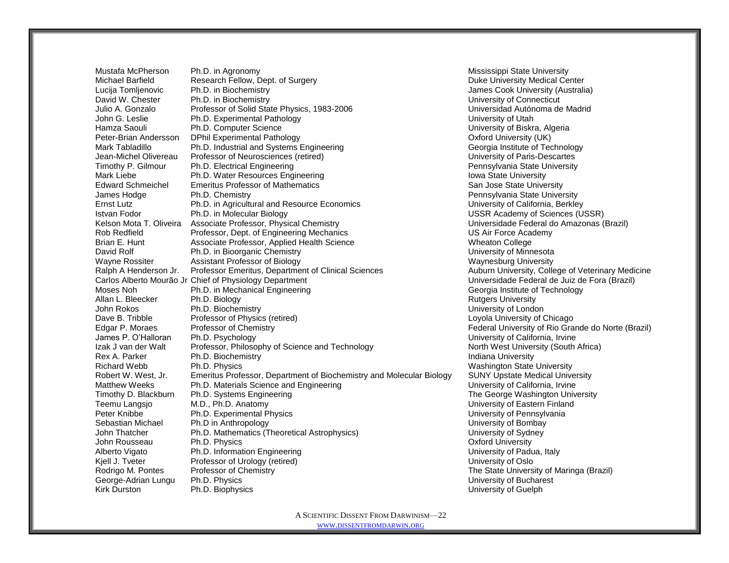| | | |
|---|---|---|
| Mustafa McPherson | Ph.D. in Agronomy | Mississippi State University |
| Michael Barfield | Research Fellow, Dept. of Surgery | Duke University Medical Center |
| Lucija Tomljenovic | Ph.D. in Biochemistry | James Cook University (Australia) |
| David W. Chester | Ph.D. in Biochemistry | University of Connecticut |
| Julio A. Gonzalo | Professor of Solid State Physics, 1983-2006 | Universidad Autónoma de Madrid |
| John G. Leslie | Ph.D. Experimental Pathology | University of Utah |
| Hamza Saouli | Ph.D. Computer Science | University of Biskra, Algeria |
| Peter-Brian Andersson | DPhil Experimental Pathology | Oxford University (UK) |
| Mark Tabladillo | Ph.D. Industrial and Systems Engineering | Georgia Institute of Technology |
| Jean-Michel Olivereau | Professor of Neurosciences (retired) | University of Paris-Descartes |
| Timothy P. Gilmour | Ph.D. Electrical Engineering | Pennsylvania State University |
| Mark Liebe | Ph.D. Water Resources Engineering | Iowa State University |
| Edward Schmeichel | Emeritus Professor of Mathematics | San Jose State University |
| James Hodge | Ph.D. Chemistry | Pennsylvania State University |
| Ernst Lutz | Ph.D. in Agricultural and Resource Economics | University of California, Berkley |
| Istvan Fodor | Ph.D. in Molecular Biology | USSR Academy of Sciences (USSR) |
| Kelson Mota T. Oliveira | Associate Professor, Physical Chemistry | Universidade Federal do Amazonas (Brazil) |
| Rob Redfield | Professor, Dept. of Engineering Mechanics | US Air Force Academy |
| Brian E. Hunt | Associate Professor, Applied Health Science | Wheaton College |
| David Rolf | Ph.D. in Bioorganic Chemistry | University of Minnesota |
| Wayne Rossiter | Assistant Professor of Biology | Waynesburg University |
| Ralph A Henderson Jr. | Professor Emeritus, Department of Clinical Sciences | Auburn University, College of Veterinary Medicine |
| Carlos Alberto Mourão Jr | Chief of Physiology Department | Universidade Federal de Juiz de Fora (Brazil) |
| Moses Noh | Ph.D. in Mechanical Engineering | Georgia Institute of Technology |
| Allan L. Bleecker | Ph.D. Biology | Rutgers University |
| John Rokos | Ph.D. Biochemistry | University of London |
| Dave B. Tribble | Professor of Physics (retired) | Loyola University of Chicago |
| Edgar P. Moraes | Professor of Chemistry | Federal University of Rio Grande do Norte (Brazil) |
| James P. O'Halloran | Ph.D. Psychology | University of California, Irvine |
| Izak J van der Walt | Professor, Philosophy of Science and Technology | North West University (South Africa) |
| Rex A. Parker | Ph.D. Biochemistry | Indiana University |
| Richard Webb | Ph.D. Physics | Washington State University |
| Robert W. West, Jr. | Emeritus Professor, Department of Biochemistry and Molecular Biology | SUNY Upstate Medical University |
| Matthew Weeks | Ph.D. Materials Science and Engineering | University of California, Irvine |
| Timothy D. Blackburn | Ph.D. Systems Engineering | The George Washington University |
| Teemu Langsjo | M.D., Ph.D. Anatomy | University of Eastern Finland |
| Peter Knibbe | Ph.D. Experimental Physics | University of Pennsylvania |
| Sebastian Michael | Ph.D in Anthropology | University of Bombay |
| John Thatcher | Ph.D. Mathematics (Theoretical Astrophysics) | University of Sydney |
| John Rousseau | Ph.D. Physics | Oxford University |
| Alberto Vigato | Ph.D. Information Engineering | University of Padua, Italy |
| Kjell J. Tveter | Professor of Urology (retired) | University of Oslo |
| Rodrigo M. Pontes | Professor of Chemistry | The State University of Maringa (Brazil) |
| George-Adrian Lungu | Ph.D. Physics | University of Bucharest |
| Kirk Durston | Ph.D. Biophysics | University of Guelph |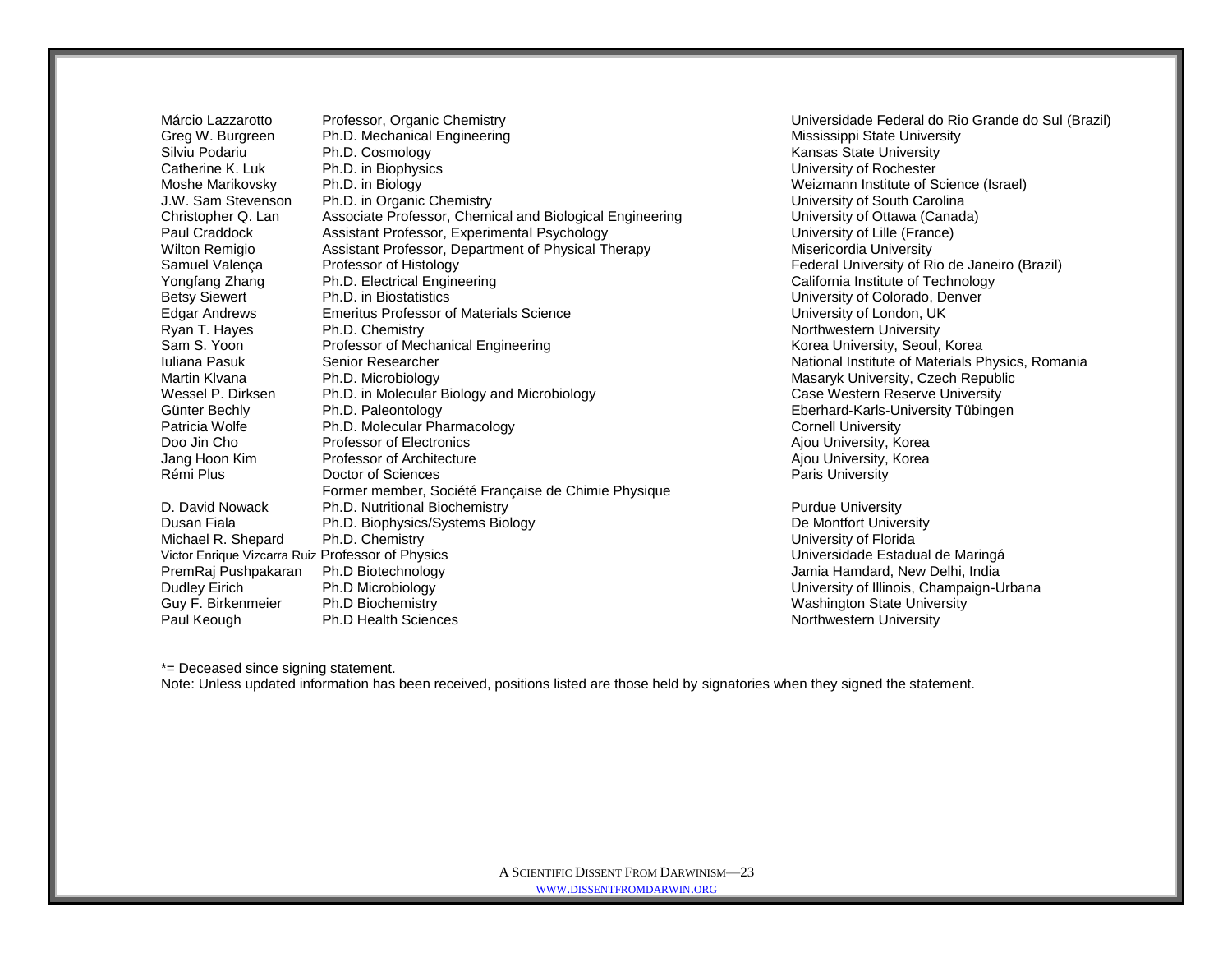| | | |
|---|---|---|
| Márcio Lazzarotto | Professor, Organic Chemistry | Universidade Federal do Rio Grande do Sul (Brazil) |
| Greg W. Burgreen | Ph.D. Mechanical Engineering | Mississippi State University |
| Silviu Podariu | Ph.D. Cosmology | Kansas State University |
| Catherine K. Luk | Ph.D. in Biophysics | University of Rochester |
| Moshe Marikovsky | Ph.D. in Biology | Weizmann Institute of Science (Israel) |
| J.W. Sam Stevenson | Ph.D. in Organic Chemistry | University of South Carolina |
| Christopher Q. Lan | Associate Professor, Chemical and Biological Engineering | University of Ottawa (Canada) |
| Paul Craddock | Assistant Professor, Experimental Psychology | University of Lille (France) |
| Wilton Remigio | Assistant Professor, Department of Physical Therapy | Misericordia University |
| Samuel Valença | Professor of Histology | Federal University of Rio de Janeiro (Brazil) |
| Yongfang Zhang | Ph.D. Electrical Engineering | California Institute of Technology |
| Betsy Siewert | Ph.D. in Biostatistics | University of Colorado, Denver |
| Edgar Andrews | Emeritus Professor of Materials Science | University of London, UK |
| Ryan T. Hayes | Ph.D. Chemistry | Northwestern University |
| Sam S. Yoon | Professor of Mechanical Engineering | Korea University, Seoul, Korea |
| Iuliana Pasuk | Senior Researcher | National Institute of Materials Physics, Romania |
| Martin Klvana | Ph.D. Microbiology | Masaryk University, Czech Republic |
| Wessel P. Dirksen | Ph.D. in Molecular Biology and Microbiology | Case Western Reserve University |
| Günter Bechly | Ph.D. Paleontology | Eberhard-Karls-University Tübingen |
| Patricia Wolfe | Ph.D. Molecular Pharmacology | Cornell University |
| Doo Jin Cho | Professor of Electronics | Ajou University, Korea |
| Jang Hoon Kim | Professor of Architecture | Ajou University, Korea |
| Rémi Plus | Doctor of Sciences<br>Former member, Société Française de Chimie Physique | Paris University |
| D. David Nowack | Ph.D. Nutritional Biochemistry | Purdue University |
| Dusan Fiala | Ph.D. Biophysics/Systems Biology | De Montfort University |
| Michael R. Shepard | Ph.D. Chemistry | University of Florida |
| Victor Enrique Vizcarra Ruiz | Professor of Physics | Universidade Estadual de Maringá |
| PremRaj Pushpakaran | Ph.D Biotechnology | Jamia Hamdard, New Delhi, India |
| Dudley Eirich | Ph.D Microbiology | University of Illinois, Champaign-Urbana |
| Guy F. Birkenmeier | Ph.D Biochemistry | Washington State University |
| Paul Keough | Ph.D Health Sciences | Northwestern University |

*= Deceased since signing statement.

Note: Unless updated information has been received, positions listed are those held by signatories when they signed the statement.